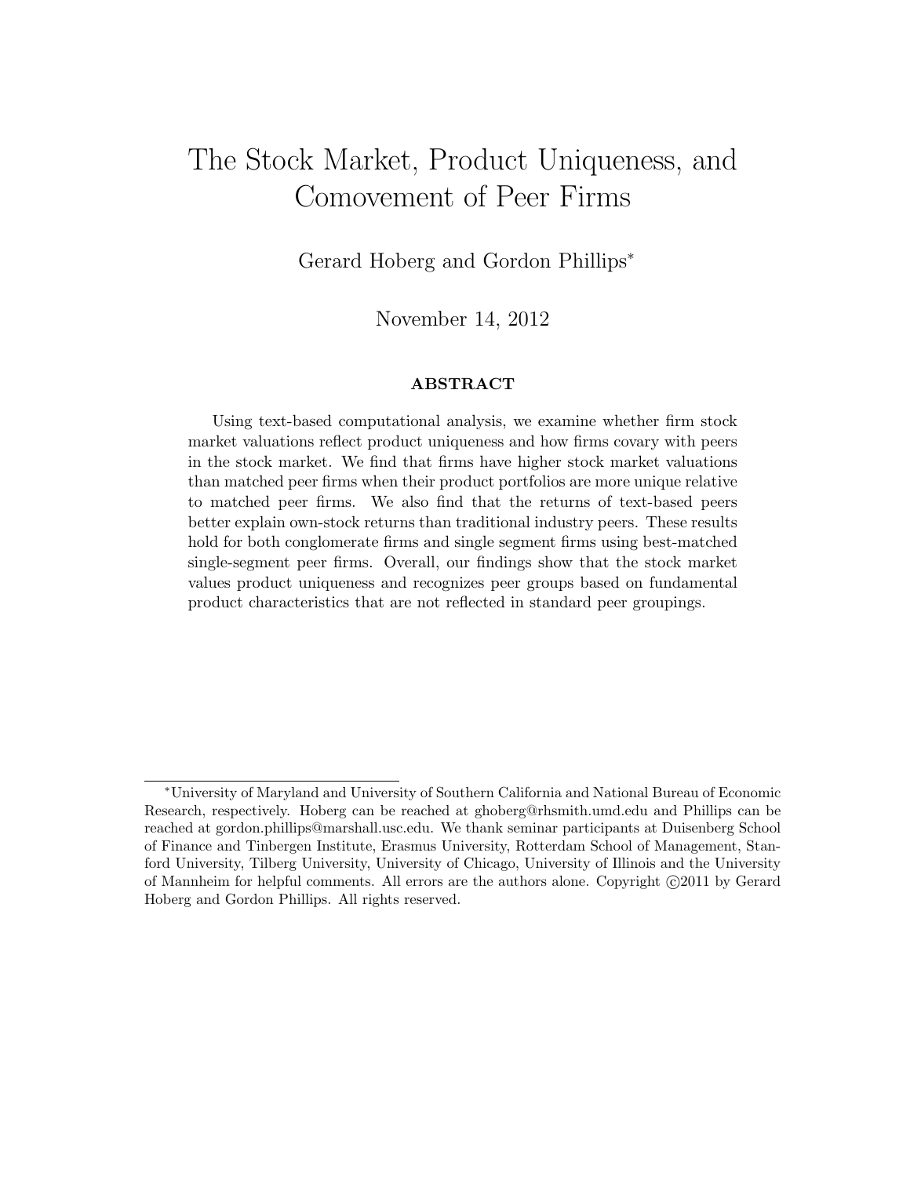# The Stock Market, Product Uniqueness, and Comovement of Peer Firms

Gerard Hoberg and Gordon Phillips[*]

November 14, 2012

### ABSTRACT

Using text-based computational analysis, we examine whether firm stock market valuations reflect product uniqueness and how firms covary with peers in the stock market. We find that firms have higher stock market valuations than matched peer firms when their product portfolios are more unique relative to matched peer firms. We also find that the returns of text-based peers better explain own-stock returns than traditional industry peers. These results hold for both conglomerate firms and single segment firms using best-matched single-segment peer firms. Overall, our findings show that the stock market values product uniqueness and recognizes peer groups based on fundamental product characteristics that are not reflected in standard peer groupings.

---

[*]University of Maryland and University of Southern California and National Bureau of Economic Research, respectively. Hoberg can be reached at ghoberg@rhsmith.umd.edu and Phillips can be reached at gordon.phillips@marshall.usc.edu. We thank seminar participants at Duisenberg School of Finance and Tinbergen Institute, Erasmus University, Rotterdam School of Management, Stanford University, Tilberg University, University of Chicago, University of Illinois and the University of Mannheim for helpful comments. All errors are the authors alone. Copyright ©2011 by Gerard Hoberg and Gordon Phillips. All rights reserved.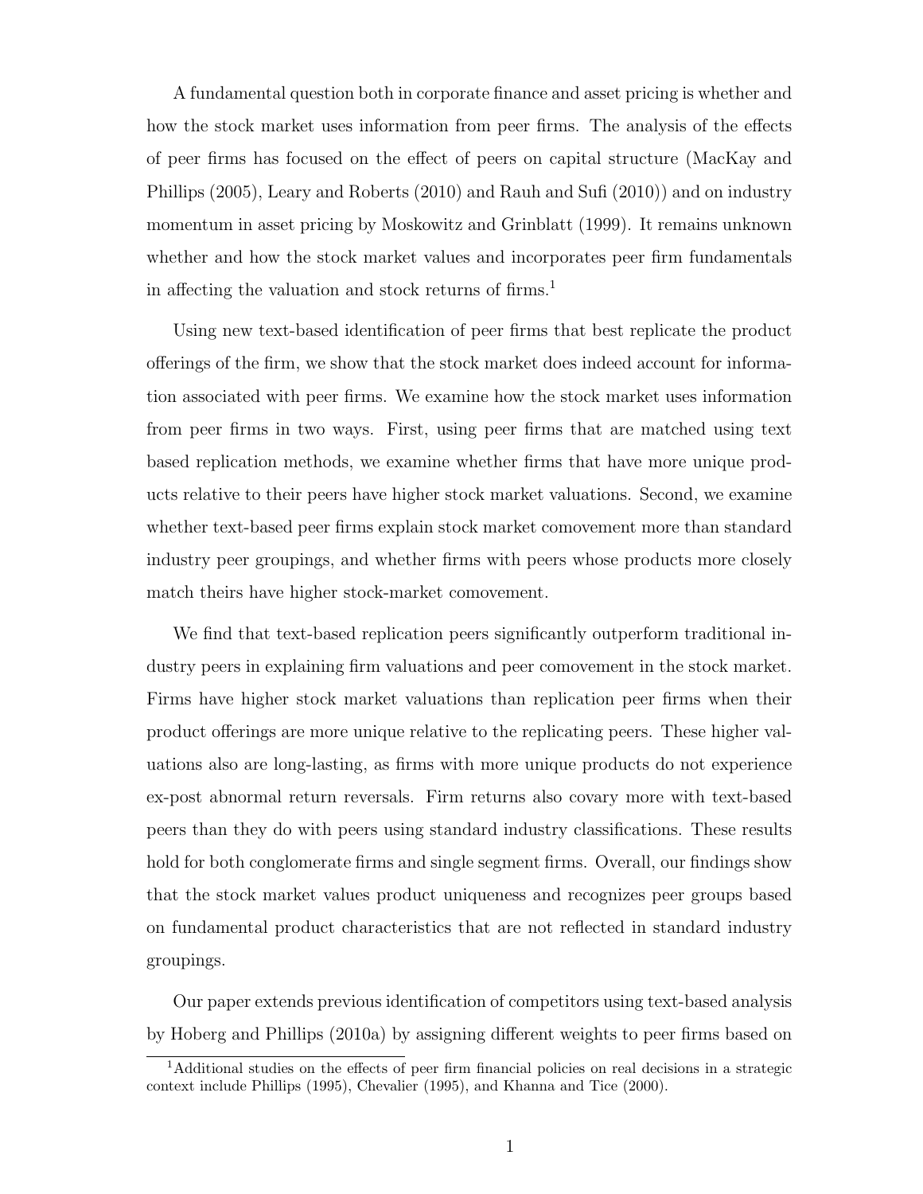A fundamental question both in corporate finance and asset pricing is whether and how the stock market uses information from peer firms. The analysis of the effects of peer firms has focused on the effect of peers on capital structure (MacKay and Phillips (2005), Leary and Roberts (2010) and Rauh and Sufi (2010)) and on industry momentum in asset pricing by Moskowitz and Grinblatt (1999). It remains unknown whether and how the stock market values and incorporates peer firm fundamentals in affecting the valuation and stock returns of firms.[1]

Using new text-based identification of peer firms that best replicate the product offerings of the firm, we show that the stock market does indeed account for information associated with peer firms. We examine how the stock market uses information from peer firms in two ways. First, using peer firms that are matched using text based replication methods, we examine whether firms that have more unique products relative to their peers have higher stock market valuations. Second, we examine whether text-based peer firms explain stock market comovement more than standard industry peer groupings, and whether firms with peers whose products more closely match theirs have higher stock-market comovement.

We find that text-based replication peers significantly outperform traditional industry peers in explaining firm valuations and peer comovement in the stock market. Firms have higher stock market valuations than replication peer firms when their product offerings are more unique relative to the replicating peers. These higher valuations also are long-lasting, as firms with more unique products do not experience ex-post abnormal return reversals. Firm returns also covary more with text-based peers than they do with peers using standard industry classifications. These results hold for both conglomerate firms and single segment firms. Overall, our findings show that the stock market values product uniqueness and recognizes peer groups based on fundamental product characteristics that are not reflected in standard industry groupings.

Our paper extends previous identification of competitors using text-based analysis by Hoberg and Phillips (2010a) by assigning different weights to peer firms based on

[1] Additional studies on the effects of peer firm financial policies on real decisions in a strategic context include Phillips (1995), Chevalier (1995), and Khanna and Tice (2000).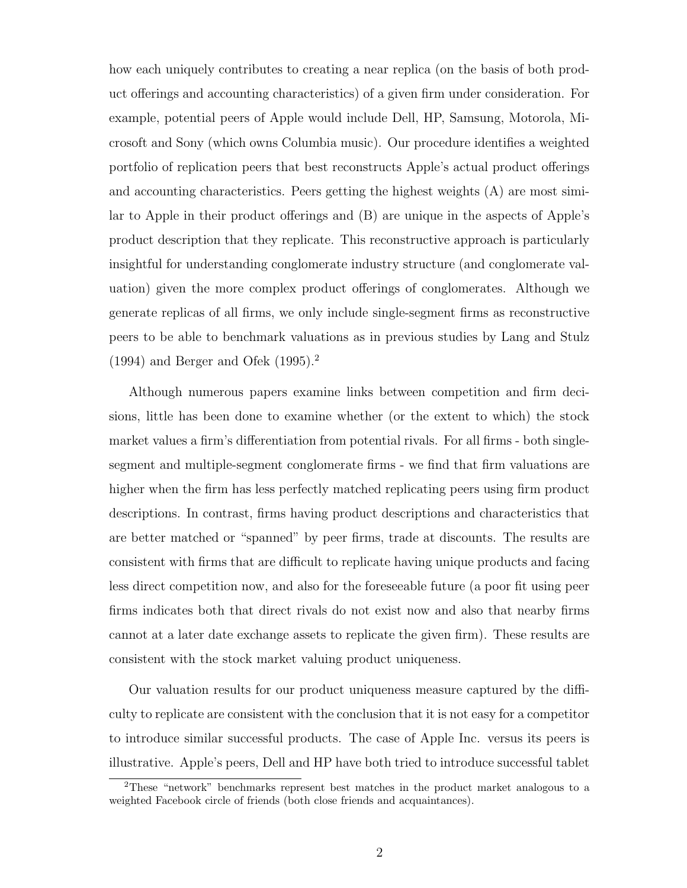how each uniquely contributes to creating a near replica (on the basis of both product offerings and accounting characteristics) of a given firm under consideration. For example, potential peers of Apple would include Dell, HP, Samsung, Motorola, Microsoft and Sony (which owns Columbia music). Our procedure identifies a weighted portfolio of replication peers that best reconstructs Apple's actual product offerings and accounting characteristics. Peers getting the highest weights (A) are most similar to Apple in their product offerings and (B) are unique in the aspects of Apple's product description that they replicate. This reconstructive approach is particularly insightful for understanding conglomerate industry structure (and conglomerate valuation) given the more complex product offerings of conglomerates. Although we generate replicas of all firms, we only include single-segment firms as reconstructive peers to be able to benchmark valuations as in previous studies by Lang and Stulz (1994) and Berger and Ofek (1995).[2]

Although numerous papers examine links between competition and firm decisions, little has been done to examine whether (or the extent to which) the stock market values a firm's differentiation from potential rivals. For all firms - both single-segment and multiple-segment conglomerate firms - we find that firm valuations are higher when the firm has less perfectly matched replicating peers using firm product descriptions. In contrast, firms having product descriptions and characteristics that are better matched or "spanned" by peer firms, trade at discounts. The results are consistent with firms that are difficult to replicate having unique products and facing less direct competition now, and also for the foreseeable future (a poor fit using peer firms indicates both that direct rivals do not exist now and also that nearby firms cannot at a later date exchange assets to replicate the given firm). These results are consistent with the stock market valuing product uniqueness.

Our valuation results for our product uniqueness measure captured by the difficulty to replicate are consistent with the conclusion that it is not easy for a competitor to introduce similar successful products. The case of Apple Inc. versus its peers is illustrative. Apple's peers, Dell and HP have both tried to introduce successful tablet

[2] These "network" benchmarks represent best matches in the product market analogous to a weighted Facebook circle of friends (both close friends and acquaintances).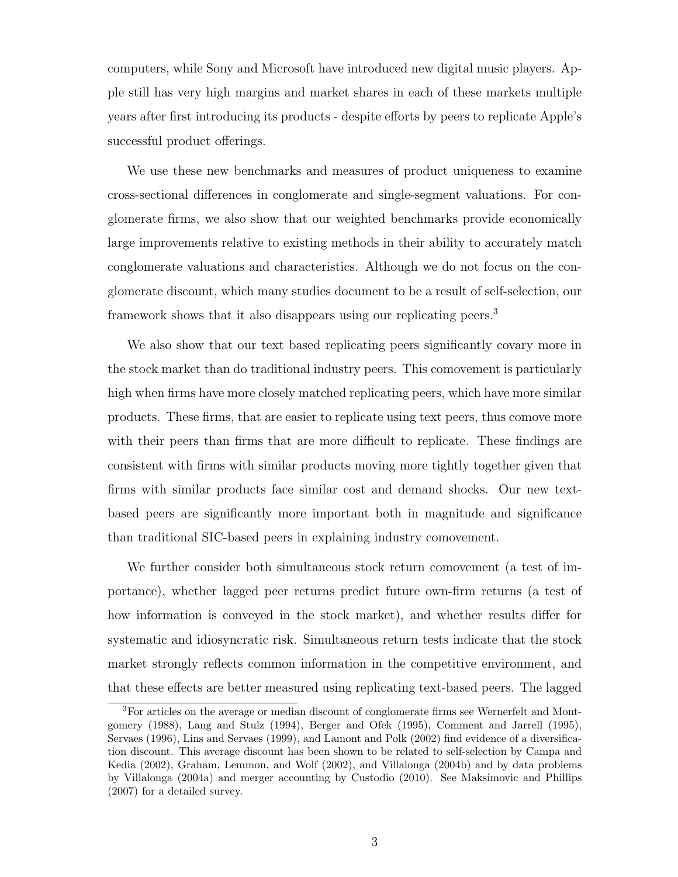computers, while Sony and Microsoft have introduced new digital music players. Apple still has very high margins and market shares in each of these markets multiple years after first introducing its products - despite efforts by peers to replicate Apple's successful product offerings.

We use these new benchmarks and measures of product uniqueness to examine cross-sectional differences in conglomerate and single-segment valuations. For conglomerate firms, we also show that our weighted benchmarks provide economically large improvements relative to existing methods in their ability to accurately match conglomerate valuations and characteristics. Although we do not focus on the conglomerate discount, which many studies document to be a result of self-selection, our framework shows that it also disappears using our replicating peers.[3]

We also show that our text based replicating peers significantly covary more in the stock market than do traditional industry peers. This comovement is particularly high when firms have more closely matched replicating peers, which have more similar products. These firms, that are easier to replicate using text peers, thus comove more with their peers than firms that are more difficult to replicate. These findings are consistent with firms with similar products moving more tightly together given that firms with similar products face similar cost and demand shocks. Our new text-based peers are significantly more important both in magnitude and significance than traditional SIC-based peers in explaining industry comovement.

We further consider both simultaneous stock return comovement (a test of importance), whether lagged peer returns predict future own-firm returns (a test of how information is conveyed in the stock market), and whether results differ for systematic and idiosyncratic risk. Simultaneous return tests indicate that the stock market strongly reflects common information in the competitive environment, and that these effects are better measured using replicating text-based peers. The lagged

[3]For articles on the average or median discount of conglomerate firms see Wernerfelt and Montgomery (1988), Lang and Stulz (1994), Berger and Ofek (1995), Comment and Jarrell (1995), Servaes (1996), Lins and Servaes (1999), and Lamont and Polk (2002) find evidence of a diversification discount. This average discount has been shown to be related to self-selection by Campa and Kedia (2002), Graham, Lemmon, and Wolf (2002), and Villalonga (2004b) and by data problems by Villalonga (2004a) and merger accounting by Custodio (2010). See Maksimovic and Phillips (2007) for a detailed survey.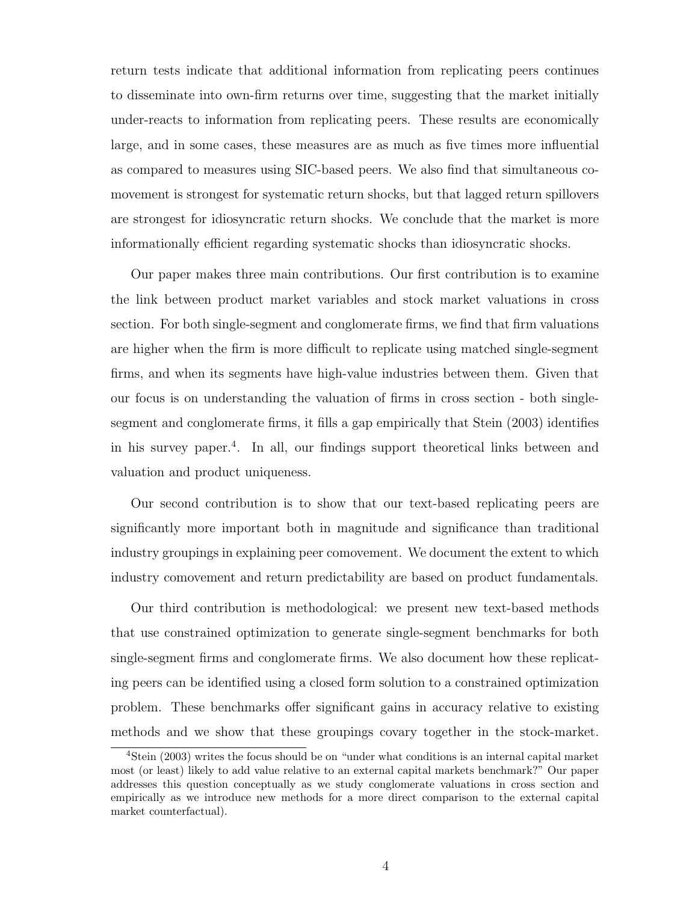return tests indicate that additional information from replicating peers continues to disseminate into own-firm returns over time, suggesting that the market initially under-reacts to information from replicating peers. These results are economically large, and in some cases, these measures are as much as five times more influential as compared to measures using SIC-based peers. We also find that simultaneous comovement is strongest for systematic return shocks, but that lagged return spillovers are strongest for idiosyncratic return shocks. We conclude that the market is more informationally efficient regarding systematic shocks than idiosyncratic shocks.

Our paper makes three main contributions. Our first contribution is to examine the link between product market variables and stock market valuations in cross section. For both single-segment and conglomerate firms, we find that firm valuations are higher when the firm is more difficult to replicate using matched single-segment firms, and when its segments have high-value industries between them. Given that our focus is on understanding the valuation of firms in cross section - both single-segment and conglomerate firms, it fills a gap empirically that Stein (2003) identifies in his survey paper.[4]. In all, our findings support theoretical links between and valuation and product uniqueness.

Our second contribution is to show that our text-based replicating peers are significantly more important both in magnitude and significance than traditional industry groupings in explaining peer comovement. We document the extent to which industry comovement and return predictability are based on product fundamentals.

Our third contribution is methodological: we present new text-based methods that use constrained optimization to generate single-segment benchmarks for both single-segment firms and conglomerate firms. We also document how these replicating peers can be identified using a closed form solution to a constrained optimization problem. These benchmarks offer significant gains in accuracy relative to existing methods and we show that these groupings covary together in the stock-market.

[4] Stein (2003) writes the focus should be on "under what conditions is an internal capital market most (or least) likely to add value relative to an external capital markets benchmark?" Our paper addresses this question conceptually as we study conglomerate valuations in cross section and empirically as we introduce new methods for a more direct comparison to the external capital market counterfactual).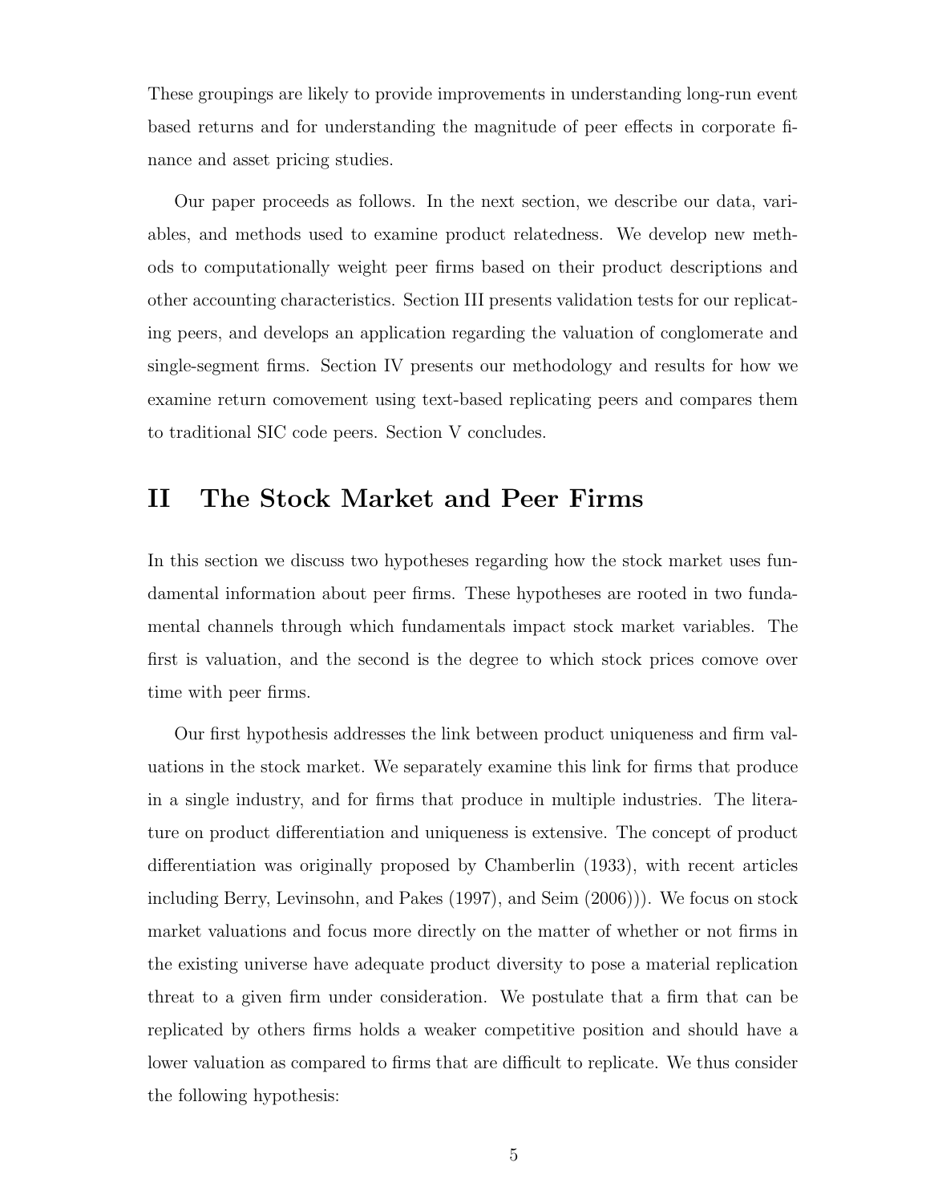These groupings are likely to provide improvements in understanding long-run event based returns and for understanding the magnitude of peer effects in corporate finance and asset pricing studies.

Our paper proceeds as follows. In the next section, we describe our data, variables, and methods used to examine product relatedness. We develop new methods to computationally weight peer firms based on their product descriptions and other accounting characteristics. Section III presents validation tests for our replicating peers, and develops an application regarding the valuation of conglomerate and single-segment firms. Section IV presents our methodology and results for how we examine return comovement using text-based replicating peers and compares them to traditional SIC code peers. Section V concludes.

# II The Stock Market and Peer Firms

In this section we discuss two hypotheses regarding how the stock market uses fundamental information about peer firms. These hypotheses are rooted in two fundamental channels through which fundamentals impact stock market variables. The first is valuation, and the second is the degree to which stock prices comove over time with peer firms.

Our first hypothesis addresses the link between product uniqueness and firm valuations in the stock market. We separately examine this link for firms that produce in a single industry, and for firms that produce in multiple industries. The literature on product differentiation and uniqueness is extensive. The concept of product differentiation was originally proposed by Chamberlin (1933), with recent articles including Berry, Levinsohn, and Pakes (1997), and Seim (2006))). We focus on stock market valuations and focus more directly on the matter of whether or not firms in the existing universe have adequate product diversity to pose a material replication threat to a given firm under consideration. We postulate that a firm that can be replicated by others firms holds a weaker competitive position and should have a lower valuation as compared to firms that are difficult to replicate. We thus consider the following hypothesis: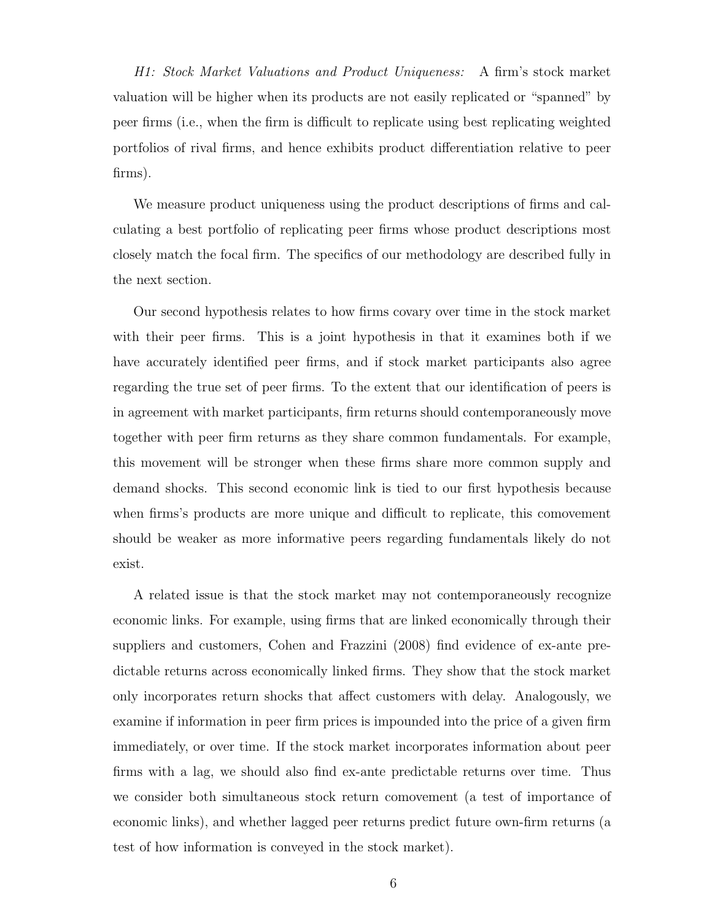*H1: Stock Market Valuations and Product Uniqueness:* A firm's stock market valuation will be higher when its products are not easily replicated or "spanned" by peer firms (i.e., when the firm is difficult to replicate using best replicating weighted portfolios of rival firms, and hence exhibits product differentiation relative to peer firms).

We measure product uniqueness using the product descriptions of firms and calculating a best portfolio of replicating peer firms whose product descriptions most closely match the focal firm. The specifics of our methodology are described fully in the next section.

Our second hypothesis relates to how firms covary over time in the stock market with their peer firms. This is a joint hypothesis in that it examines both if we have accurately identified peer firms, and if stock market participants also agree regarding the true set of peer firms. To the extent that our identification of peers is in agreement with market participants, firm returns should contemporaneously move together with peer firm returns as they share common fundamentals. For example, this movement will be stronger when these firms share more common supply and demand shocks. This second economic link is tied to our first hypothesis because when firms's products are more unique and difficult to replicate, this comovement should be weaker as more informative peers regarding fundamentals likely do not exist.

A related issue is that the stock market may not contemporaneously recognize economic links. For example, using firms that are linked economically through their suppliers and customers, Cohen and Frazzini (2008) find evidence of ex-ante predictable returns across economically linked firms. They show that the stock market only incorporates return shocks that affect customers with delay. Analogously, we examine if information in peer firm prices is impounded into the price of a given firm immediately, or over time. If the stock market incorporates information about peer firms with a lag, we should also find ex-ante predictable returns over time. Thus we consider both simultaneous stock return comovement (a test of importance of economic links), and whether lagged peer returns predict future own-firm returns (a test of how information is conveyed in the stock market).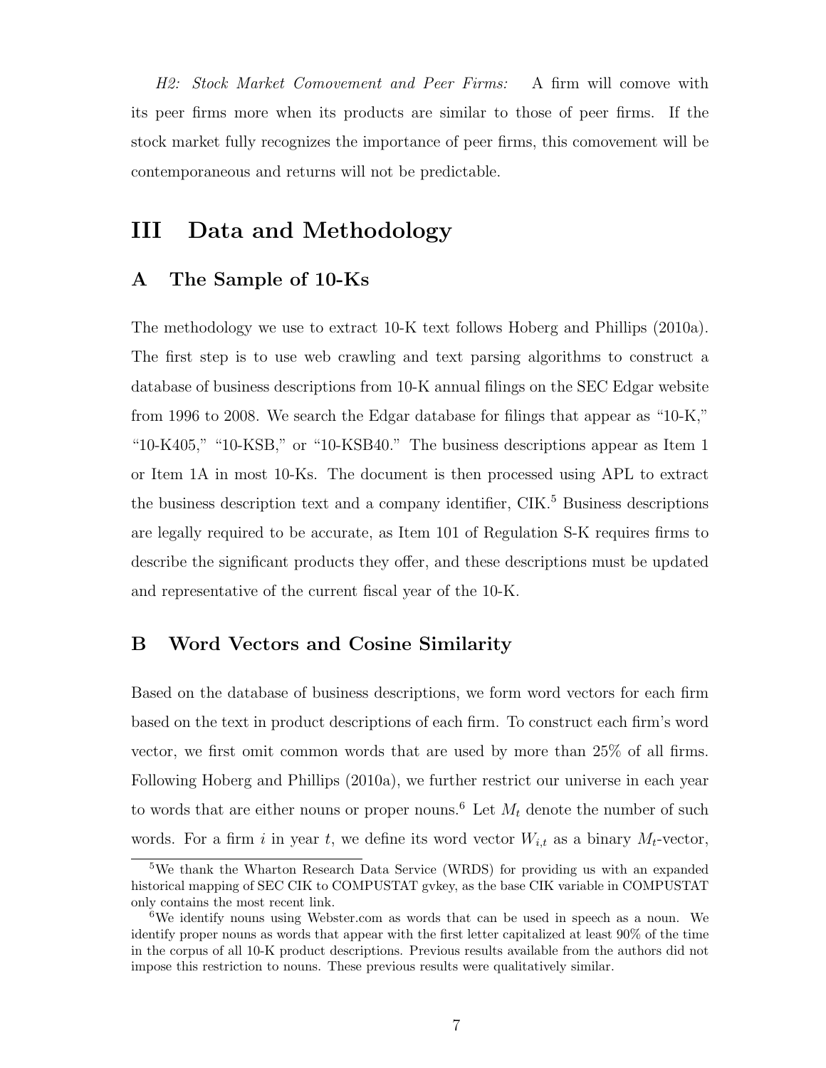*H2: Stock Market Comovement and Peer Firms:* A firm will comove with its peer firms more when its products are similar to those of peer firms. If the stock market fully recognizes the importance of peer firms, this comovement will be contemporaneous and returns will not be predictable.

# III Data and Methodology

## A The Sample of 10-Ks

The methodology we use to extract 10-K text follows Hoberg and Phillips (2010a). The first step is to use web crawling and text parsing algorithms to construct a database of business descriptions from 10-K annual filings on the SEC Edgar website from 1996 to 2008. We search the Edgar database for filings that appear as "10-K," "10-K405," "10-KSB," or "10-KSB40." The business descriptions appear as Item 1 or Item 1A in most 10-Ks. The document is then processed using APL to extract the business description text and a company identifier, CIK.[5] Business descriptions are legally required to be accurate, as Item 101 of Regulation S-K requires firms to describe the significant products they offer, and these descriptions must be updated and representative of the current fiscal year of the 10-K.

## B Word Vectors and Cosine Similarity

Based on the database of business descriptions, we form word vectors for each firm based on the text in product descriptions of each firm. To construct each firm's word vector, we first omit common words that are used by more than 25% of all firms. Following Hoberg and Phillips (2010a), we further restrict our universe in each year to words that are either nouns or proper nouns.[6] Let $M_t$ denote the number of such words. For a firm $i$ in year $t$, we define its word vector $W_{i,t}$ as a binary $M_t$-vector,

[5] We thank the Wharton Research Data Service (WRDS) for providing us with an expanded historical mapping of SEC CIK to COMPUSTAT gvkey, as the base CIK variable in COMPUSTAT only contains the most recent link.

[6] We identify nouns using Webster.com as words that can be used in speech as a noun. We identify proper nouns as words that appear with the first letter capitalized at least 90% of the time in the corpus of all 10-K product descriptions. Previous results available from the authors did not impose this restriction to nouns. These previous results were qualitatively similar.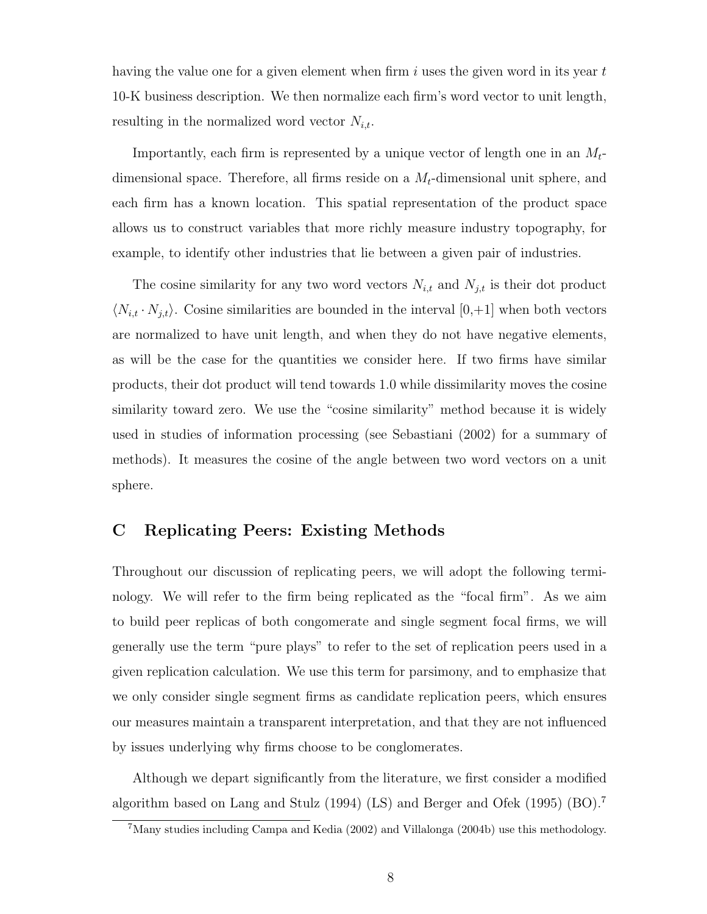having the value one for a given element when firm $i$ uses the given word in its year $t$ 10-K business description. We then normalize each firm's word vector to unit length, resulting in the normalized word vector $N_{i,t}$.

Importantly, each firm is represented by a unique vector of length one in an $M_t$-dimensional space. Therefore, all firms reside on a $M_t$-dimensional unit sphere, and each firm has a known location. This spatial representation of the product space allows us to construct variables that more richly measure industry topography, for example, to identify other industries that lie between a given pair of industries.

The cosine similarity for any two word vectors $N_{i,t}$ and $N_{j,t}$ is their dot product $\langle N_{i,t} \cdot N_{j,t} \rangle$. Cosine similarities are bounded in the interval [0,+1] when both vectors are normalized to have unit length, and when they do not have negative elements, as will be the case for the quantities we consider here. If two firms have similar products, their dot product will tend towards 1.0 while dissimilarity moves the cosine similarity toward zero. We use the "cosine similarity" method because it is widely used in studies of information processing (see Sebastiani (2002) for a summary of methods). It measures the cosine of the angle between two word vectors on a unit sphere.

## C Replicating Peers: Existing Methods

Throughout our discussion of replicating peers, we will adopt the following terminology. We will refer to the firm being replicated as the "focal firm". As we aim to build peer replicas of both congomerate and single segment focal firms, we will generally use the term "pure plays" to refer to the set of replication peers used in a given replication calculation. We use this term for parsimony, and to emphasize that we only consider single segment firms as candidate replication peers, which ensures our measures maintain a transparent interpretation, and that they are not influenced by issues underlying why firms choose to be conglomerates.

Although we depart significantly from the literature, we first consider a modified algorithm based on Lang and Stulz (1994) (LS) and Berger and Ofek (1995) (BO).[7]

[7] Many studies including Campa and Kedia (2002) and Villalonga (2004b) use this methodology.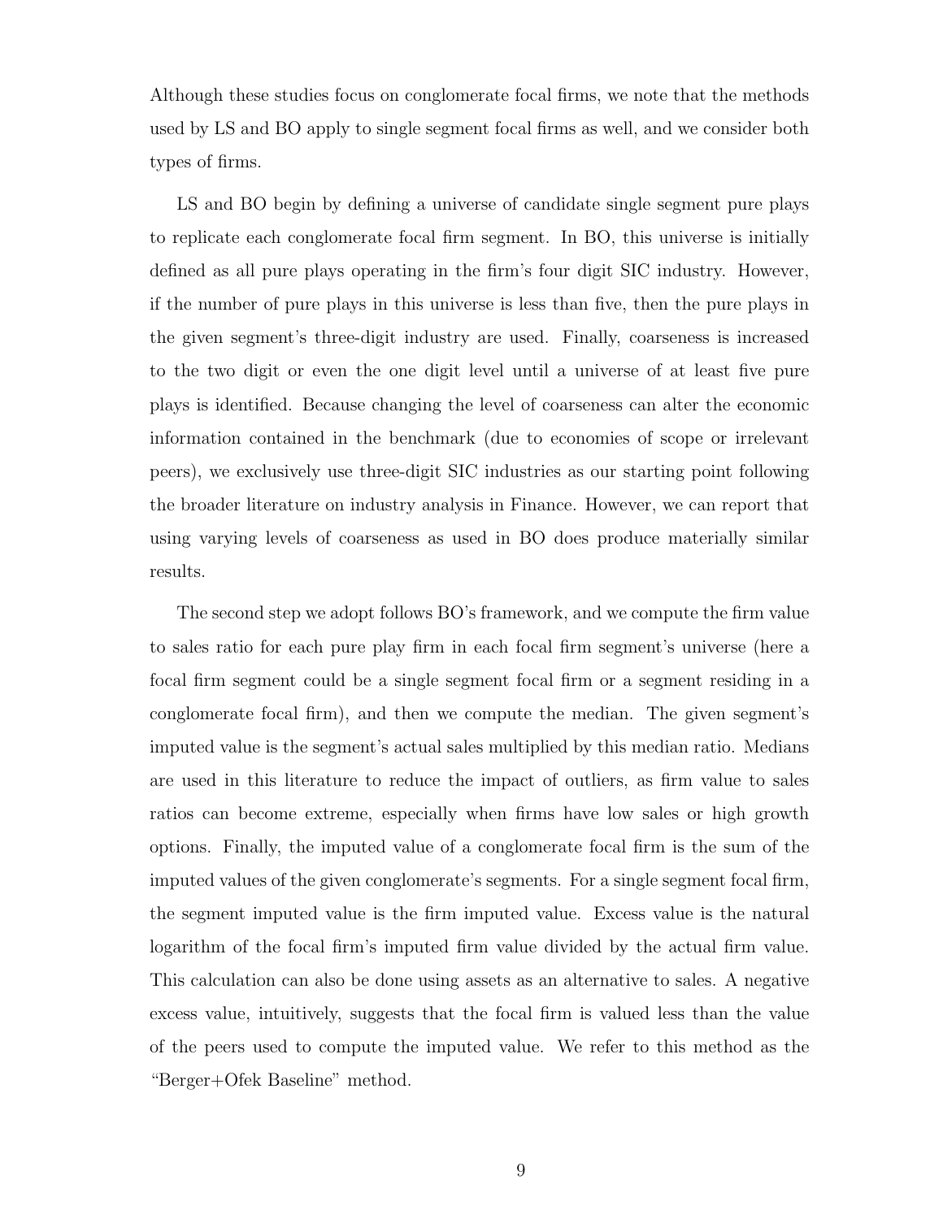Although these studies focus on conglomerate focal firms, we note that the methods used by LS and BO apply to single segment focal firms as well, and we consider both types of firms.

LS and BO begin by defining a universe of candidate single segment pure plays to replicate each conglomerate focal firm segment. In BO, this universe is initially defined as all pure plays operating in the firm's four digit SIC industry. However, if the number of pure plays in this universe is less than five, then the pure plays in the given segment's three-digit industry are used. Finally, coarseness is increased to the two digit or even the one digit level until a universe of at least five pure plays is identified. Because changing the level of coarseness can alter the economic information contained in the benchmark (due to economies of scope or irrelevant peers), we exclusively use three-digit SIC industries as our starting point following the broader literature on industry analysis in Finance. However, we can report that using varying levels of coarseness as used in BO does produce materially similar results.

The second step we adopt follows BO's framework, and we compute the firm value to sales ratio for each pure play firm in each focal firm segment's universe (here a focal firm segment could be a single segment focal firm or a segment residing in a conglomerate focal firm), and then we compute the median. The given segment's imputed value is the segment's actual sales multiplied by this median ratio. Medians are used in this literature to reduce the impact of outliers, as firm value to sales ratios can become extreme, especially when firms have low sales or high growth options. Finally, the imputed value of a conglomerate focal firm is the sum of the imputed values of the given conglomerate's segments. For a single segment focal firm, the segment imputed value is the firm imputed value. Excess value is the natural logarithm of the focal firm's imputed firm value divided by the actual firm value. This calculation can also be done using assets as an alternative to sales. A negative excess value, intuitively, suggests that the focal firm is valued less than the value of the peers used to compute the imputed value. We refer to this method as the "Berger+Ofek Baseline" method.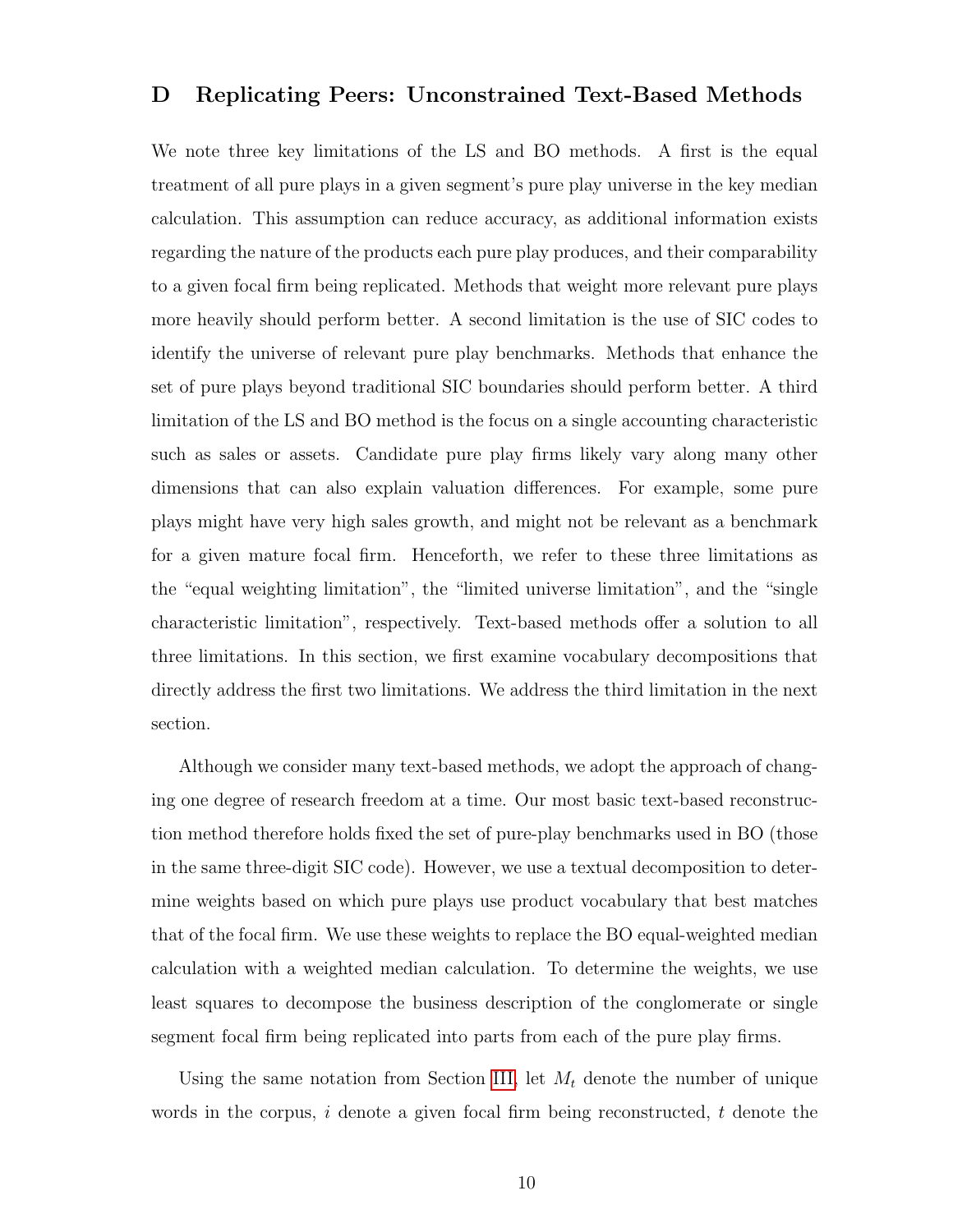# D Replicating Peers: Unconstrained Text-Based Methods

We note three key limitations of the LS and BO methods. A first is the equal treatment of all pure plays in a given segment's pure play universe in the key median calculation. This assumption can reduce accuracy, as additional information exists regarding the nature of the products each pure play produces, and their comparability to a given focal firm being replicated. Methods that weight more relevant pure plays more heavily should perform better. A second limitation is the use of SIC codes to identify the universe of relevant pure play benchmarks. Methods that enhance the set of pure plays beyond traditional SIC boundaries should perform better. A third limitation of the LS and BO method is the focus on a single accounting characteristic such as sales or assets. Candidate pure play firms likely vary along many other dimensions that can also explain valuation differences. For example, some pure plays might have very high sales growth, and might not be relevant as a benchmark for a given mature focal firm. Henceforth, we refer to these three limitations as the "equal weighting limitation", the "limited universe limitation", and the "single characteristic limitation", respectively. Text-based methods offer a solution to all three limitations. In this section, we first examine vocabulary decompositions that directly address the first two limitations. We address the third limitation in the next section.

Although we consider many text-based methods, we adopt the approach of changing one degree of research freedom at a time. Our most basic text-based reconstruction method therefore holds fixed the set of pure-play benchmarks used in BO (those in the same three-digit SIC code). However, we use a textual decomposition to determine weights based on which pure plays use product vocabulary that best matches that of the focal firm. We use these weights to replace the BO equal-weighted median calculation with a weighted median calculation. To determine the weights, we use least squares to decompose the business description of the conglomerate or single segment focal firm being replicated into parts from each of the pure play firms.

Using the same notation from Section III, let $M_t$ denote the number of unique words in the corpus, $i$ denote a given focal firm being reconstructed, $t$ denote the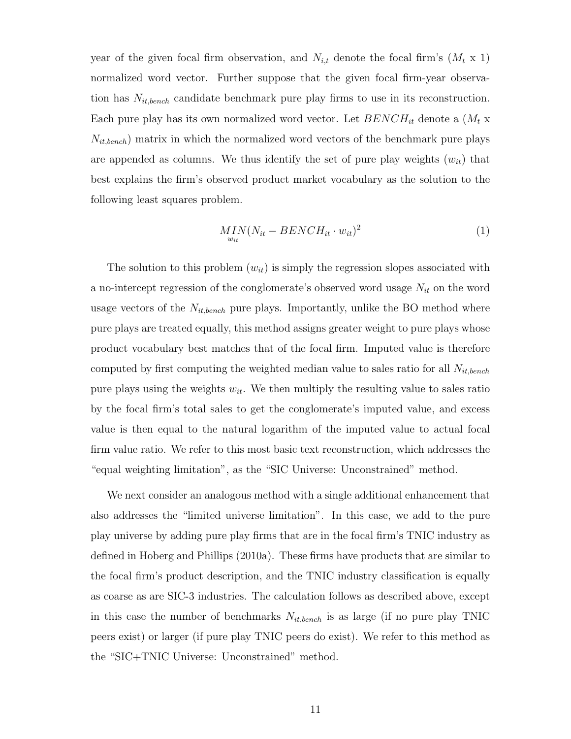year of the given focal firm observation, and $N_{i,t}$ denote the focal firm's ($M_t$ x 1) normalized word vector. Further suppose that the given focal firm-year observation has $N_{it,bench}$ candidate benchmark pure play firms to use in its reconstruction. Each pure play has its own normalized word vector. Let $BENCH_{it}$ denote a ($M_t$ x $N_{it,bench}$) matrix in which the normalized word vectors of the benchmark pure plays are appended as columns. We thus identify the set of pure play weights ($w_{it}$) that best explains the firm's observed product market vocabulary as the solution to the following least squares problem.

$$\underset{w_{it}}{MIN}(N_{it} - BENCH_{it} \cdot w_{it})^2 \tag{1}$$

The solution to this problem ($w_{it}$) is simply the regression slopes associated with a no-intercept regression of the conglomerate's observed word usage $N_{it}$ on the word usage vectors of the $N_{it,bench}$ pure plays. Importantly, unlike the BO method where pure plays are treated equally, this method assigns greater weight to pure plays whose product vocabulary best matches that of the focal firm. Imputed value is therefore computed by first computing the weighted median value to sales ratio for all $N_{it,bench}$ pure plays using the weights $w_{it}$. We then multiply the resulting value to sales ratio by the focal firm's total sales to get the conglomerate's imputed value, and excess value is then equal to the natural logarithm of the imputed value to actual focal firm value ratio. We refer to this most basic text reconstruction, which addresses the "equal weighting limitation", as the "SIC Universe: Unconstrained" method.

We next consider an analogous method with a single additional enhancement that also addresses the "limited universe limitation". In this case, we add to the pure play universe by adding pure play firms that are in the focal firm's TNIC industry as defined in Hoberg and Phillips (2010a). These firms have products that are similar to the focal firm's product description, and the TNIC industry classification is equally as coarse as are SIC-3 industries. The calculation follows as described above, except in this case the number of benchmarks $N_{it,bench}$ is as large (if no pure play TNIC peers exist) or larger (if pure play TNIC peers do exist). We refer to this method as the "SIC+TNIC Universe: Unconstrained" method.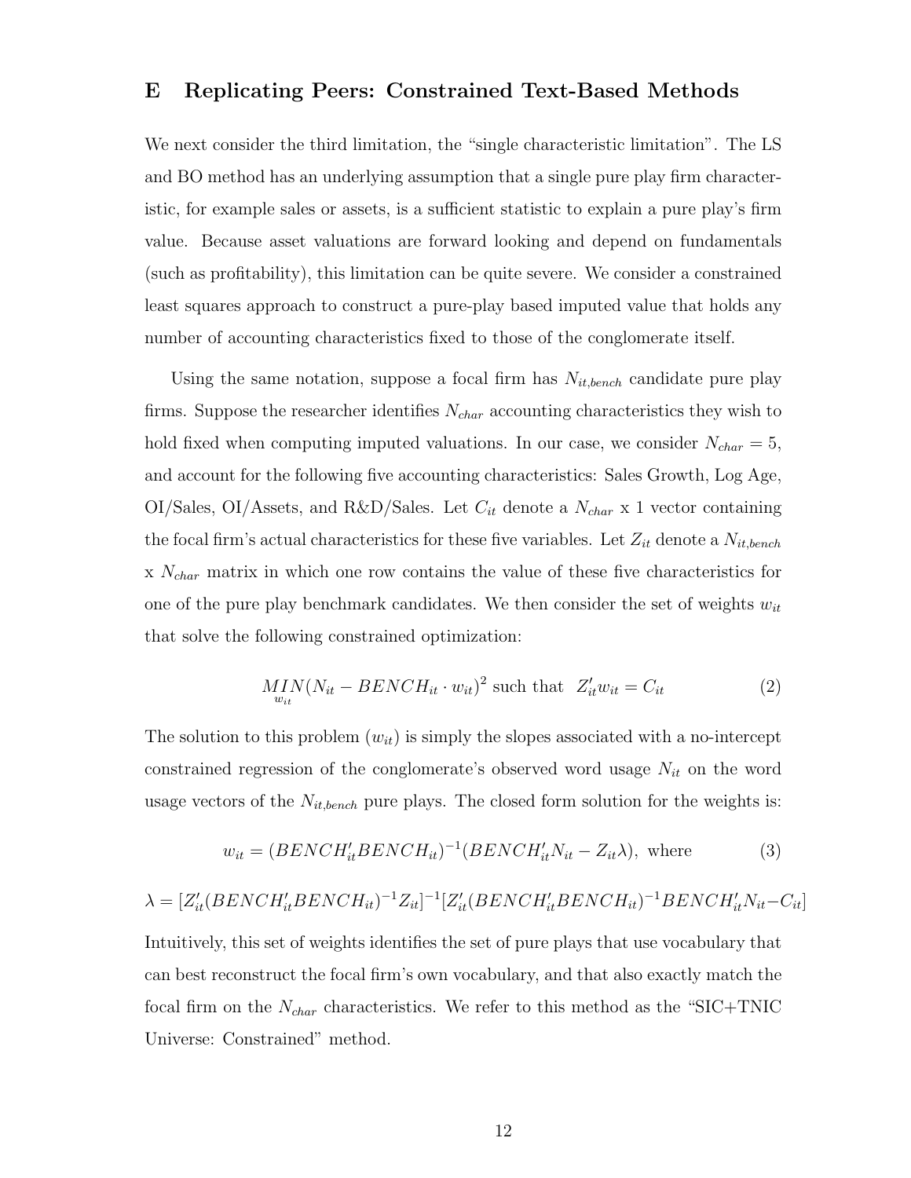## E Replicating Peers: Constrained Text-Based Methods

We next consider the third limitation, the "single characteristic limitation". The LS and BO method has an underlying assumption that a single pure play firm characteristic, for example sales or assets, is a sufficient statistic to explain a pure play's firm value. Because asset valuations are forward looking and depend on fundamentals (such as profitability), this limitation can be quite severe. We consider a constrained least squares approach to construct a pure-play based imputed value that holds any number of accounting characteristics fixed to those of the conglomerate itself.

Using the same notation, suppose a focal firm has $N_{it,bench}$ candidate pure play firms. Suppose the researcher identifies $N_{char}$ accounting characteristics they wish to hold fixed when computing imputed valuations. In our case, we consider $N_{char} = 5$, and account for the following five accounting characteristics: Sales Growth, Log Age, OI/Sales, OI/Assets, and R&D/Sales. Let $C_{it}$ denote a $N_{char}$ x 1 vector containing the focal firm's actual characteristics for these five variables. Let $Z_{it}$ denote a $N_{it,bench}$ x $N_{char}$ matrix in which one row contains the value of these five characteristics for one of the pure play benchmark candidates. We then consider the set of weights $w_{it}$ that solve the following constrained optimization:

$$\underset{w_{it}}{MIN}(N_{it} - BENCH_{it} \cdot w_{it})^2 \text{ such that } \; Z_{it}' w_{it} = C_{it} \tag{2}$$

The solution to this problem ($w_{it}$) is simply the slopes associated with a no-intercept constrained regression of the conglomerate's observed word usage $N_{it}$ on the word usage vectors of the $N_{it,bench}$ pure plays. The closed form solution for the weights is:

$$w_{it} = (BENCH_{it}' BENCH_{it})^{-1}(BENCH_{it}' N_{it} - Z_{it}\lambda), \text{ where} \tag{3}$$

$$\lambda = [Z_{it}'(BENCH_{it}' BENCH_{it})^{-1} Z_{it}]^{-1}[Z_{it}'(BENCH_{it}' BENCH_{it})^{-1} BENCH_{it}' N_{it} - C_{it}]$$

Intuitively, this set of weights identifies the set of pure plays that use vocabulary that can best reconstruct the focal firm's own vocabulary, and that also exactly match the focal firm on the $N_{char}$ characteristics. We refer to this method as the "SIC+TNIC Universe: Constrained" method.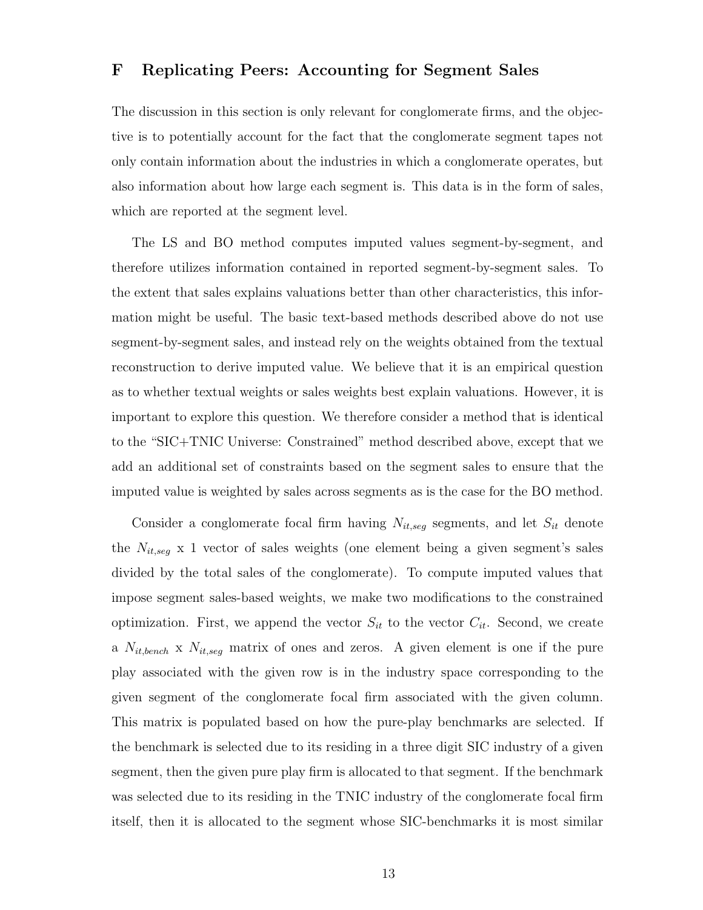## F Replicating Peers: Accounting for Segment Sales

The discussion in this section is only relevant for conglomerate firms, and the objective is to potentially account for the fact that the conglomerate segment tapes not only contain information about the industries in which a conglomerate operates, but also information about how large each segment is. This data is in the form of sales, which are reported at the segment level.

The LS and BO method computes imputed values segment-by-segment, and therefore utilizes information contained in reported segment-by-segment sales. To the extent that sales explains valuations better than other characteristics, this information might be useful. The basic text-based methods described above do not use segment-by-segment sales, and instead rely on the weights obtained from the textual reconstruction to derive imputed value. We believe that it is an empirical question as to whether textual weights or sales weights best explain valuations. However, it is important to explore this question. We therefore consider a method that is identical to the "SIC+TNIC Universe: Constrained" method described above, except that we add an additional set of constraints based on the segment sales to ensure that the imputed value is weighted by sales across segments as is the case for the BO method.

Consider a conglomerate focal firm having $N_{it,seg}$ segments, and let $S_{it}$ denote the $N_{it,seg}$ x 1 vector of sales weights (one element being a given segment's sales divided by the total sales of the conglomerate). To compute imputed values that impose segment sales-based weights, we make two modifications to the constrained optimization. First, we append the vector $S_{it}$ to the vector $C_{it}$. Second, we create a $N_{it,bench}$ x $N_{it,seg}$ matrix of ones and zeros. A given element is one if the pure play associated with the given row is in the industry space corresponding to the given segment of the conglomerate focal firm associated with the given column. This matrix is populated based on how the pure-play benchmarks are selected. If the benchmark is selected due to its residing in a three digit SIC industry of a given segment, then the given pure play firm is allocated to that segment. If the benchmark was selected due to its residing in the TNIC industry of the conglomerate focal firm itself, then it is allocated to the segment whose SIC-benchmarks it is most similar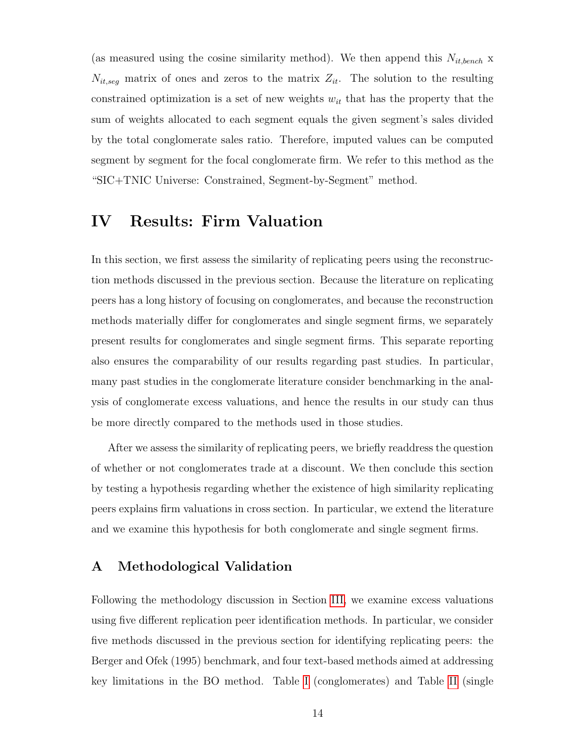(as measured using the cosine similarity method). We then append this $N_{it,bench}$ x $N_{it,seg}$ matrix of ones and zeros to the matrix $Z_{it}$. The solution to the resulting constrained optimization is a set of new weights $w_{it}$ that has the property that the sum of weights allocated to each segment equals the given segment's sales divided by the total conglomerate sales ratio. Therefore, imputed values can be computed segment by segment for the focal conglomerate firm. We refer to this method as the "SIC+TNIC Universe: Constrained, Segment-by-Segment" method.

# IV Results: Firm Valuation

In this section, we first assess the similarity of replicating peers using the reconstruction methods discussed in the previous section. Because the literature on replicating peers has a long history of focusing on conglomerates, and because the reconstruction methods materially differ for conglomerates and single segment firms, we separately present results for conglomerates and single segment firms. This separate reporting also ensures the comparability of our results regarding past studies. In particular, many past studies in the conglomerate literature consider benchmarking in the analysis of conglomerate excess valuations, and hence the results in our study can thus be more directly compared to the methods used in those studies.

After we assess the similarity of replicating peers, we briefly readdress the question of whether or not conglomerates trade at a discount. We then conclude this section by testing a hypothesis regarding whether the existence of high similarity replicating peers explains firm valuations in cross section. In particular, we extend the literature and we examine this hypothesis for both conglomerate and single segment firms.

## A Methodological Validation

Following the methodology discussion in Section III, we examine excess valuations using five different replication peer identification methods. In particular, we consider five methods discussed in the previous section for identifying replicating peers: the Berger and Ofek (1995) benchmark, and four text-based methods aimed at addressing key limitations in the BO method. Table I (conglomerates) and Table II (single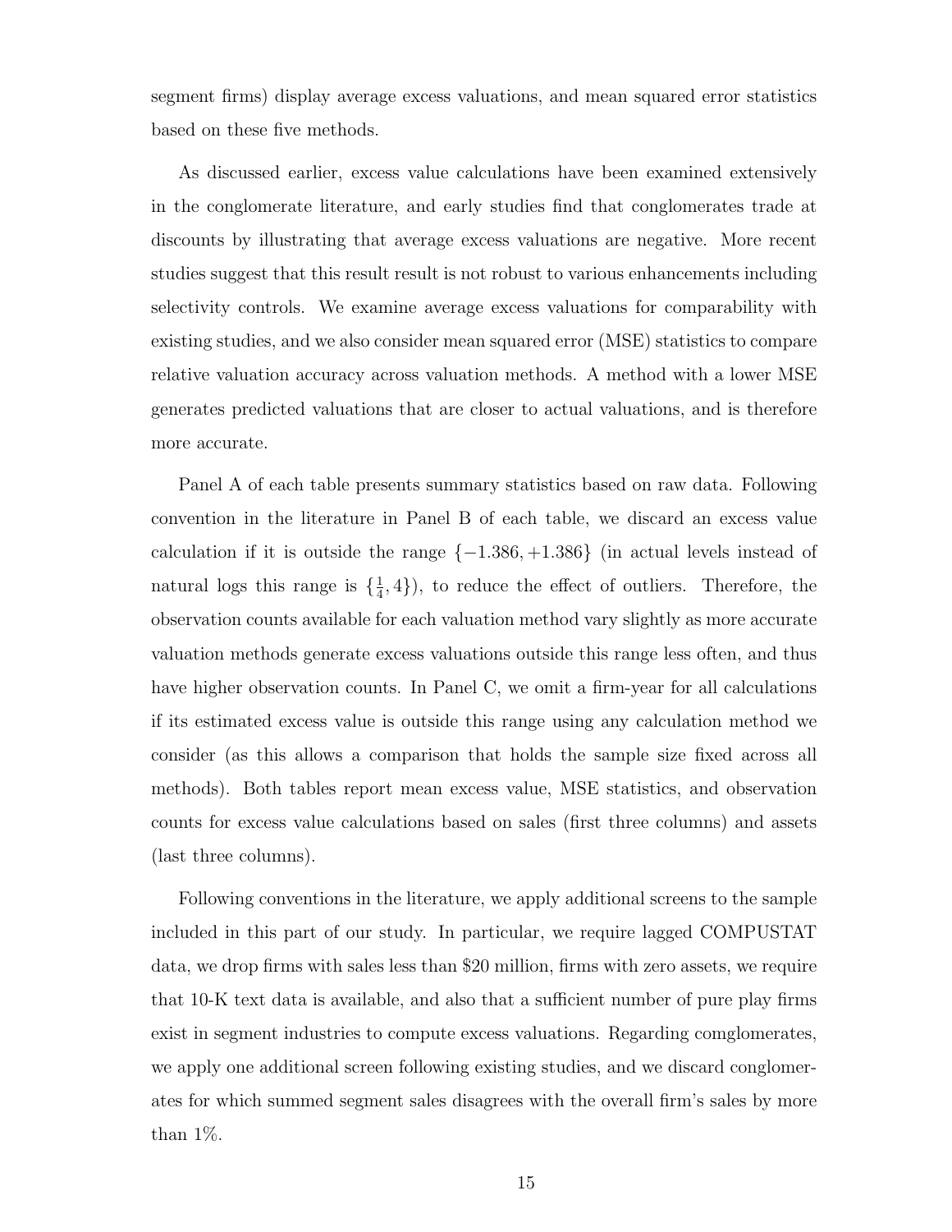segment firms) display average excess valuations, and mean squared error statistics based on these five methods.

As discussed earlier, excess value calculations have been examined extensively in the conglomerate literature, and early studies find that conglomerates trade at discounts by illustrating that average excess valuations are negative. More recent studies suggest that this result result is not robust to various enhancements including selectivity controls. We examine average excess valuations for comparability with existing studies, and we also consider mean squared error (MSE) statistics to compare relative valuation accuracy across valuation methods. A method with a lower MSE generates predicted valuations that are closer to actual valuations, and is therefore more accurate.

Panel A of each table presents summary statistics based on raw data. Following convention in the literature in Panel B of each table, we discard an excess value calculation if it is outside the range $\{-1.386, +1.386\}$ (in actual levels instead of natural logs this range is $\{\frac{1}{4}, 4\}$), to reduce the effect of outliers. Therefore, the observation counts available for each valuation method vary slightly as more accurate valuation methods generate excess valuations outside this range less often, and thus have higher observation counts. In Panel C, we omit a firm-year for all calculations if its estimated excess value is outside this range using any calculation method we consider (as this allows a comparison that holds the sample size fixed across all methods). Both tables report mean excess value, MSE statistics, and observation counts for excess value calculations based on sales (first three columns) and assets (last three columns).

Following conventions in the literature, we apply additional screens to the sample included in this part of our study. In particular, we require lagged COMPUSTAT data, we drop firms with sales less than \$20 million, firms with zero assets, we require that 10-K text data is available, and also that a sufficient number of pure play firms exist in segment industries to compute excess valuations. Regarding comglomerates, we apply one additional screen following existing studies, and we discard conglomerates for which summed segment sales disagrees with the overall firm's sales by more than 1%.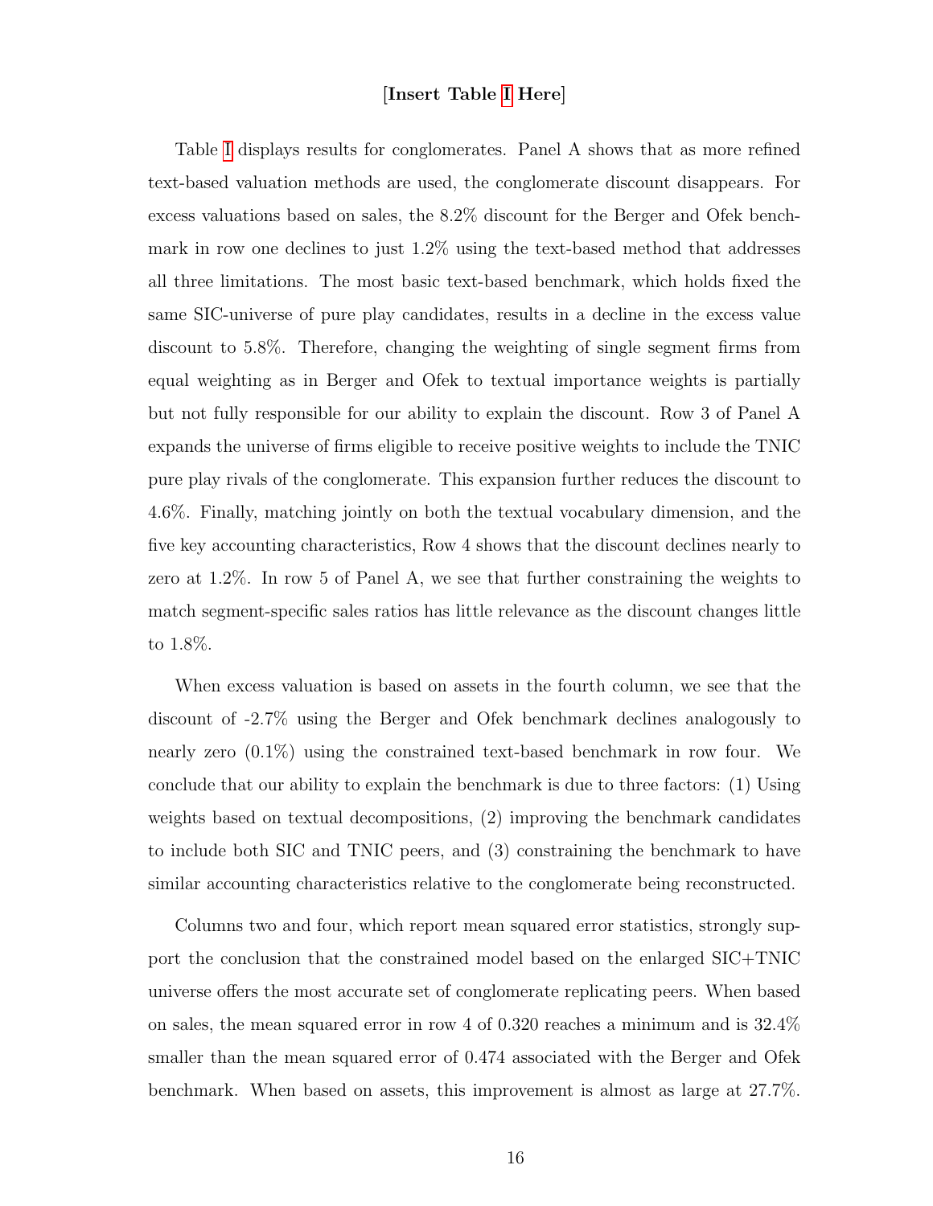**[Insert Table I Here]**

Table I displays results for conglomerates. Panel A shows that as more refined text-based valuation methods are used, the conglomerate discount disappears. For excess valuations based on sales, the 8.2% discount for the Berger and Ofek benchmark in row one declines to just 1.2% using the text-based method that addresses all three limitations. The most basic text-based benchmark, which holds fixed the same SIC-universe of pure play candidates, results in a decline in the excess value discount to 5.8%. Therefore, changing the weighting of single segment firms from equal weighting as in Berger and Ofek to textual importance weights is partially but not fully responsible for our ability to explain the discount. Row 3 of Panel A expands the universe of firms eligible to receive positive weights to include the TNIC pure play rivals of the conglomerate. This expansion further reduces the discount to 4.6%. Finally, matching jointly on both the textual vocabulary dimension, and the five key accounting characteristics, Row 4 shows that the discount declines nearly to zero at 1.2%. In row 5 of Panel A, we see that further constraining the weights to match segment-specific sales ratios has little relevance as the discount changes little to 1.8%.

When excess valuation is based on assets in the fourth column, we see that the discount of -2.7% using the Berger and Ofek benchmark declines analogously to nearly zero (0.1%) using the constrained text-based benchmark in row four. We conclude that our ability to explain the benchmark is due to three factors: (1) Using weights based on textual decompositions, (2) improving the benchmark candidates to include both SIC and TNIC peers, and (3) constraining the benchmark to have similar accounting characteristics relative to the conglomerate being reconstructed.

Columns two and four, which report mean squared error statistics, strongly support the conclusion that the constrained model based on the enlarged SIC+TNIC universe offers the most accurate set of conglomerate replicating peers. When based on sales, the mean squared error in row 4 of 0.320 reaches a minimum and is 32.4% smaller than the mean squared error of 0.474 associated with the Berger and Ofek benchmark. When based on assets, this improvement is almost as large at 27.7%.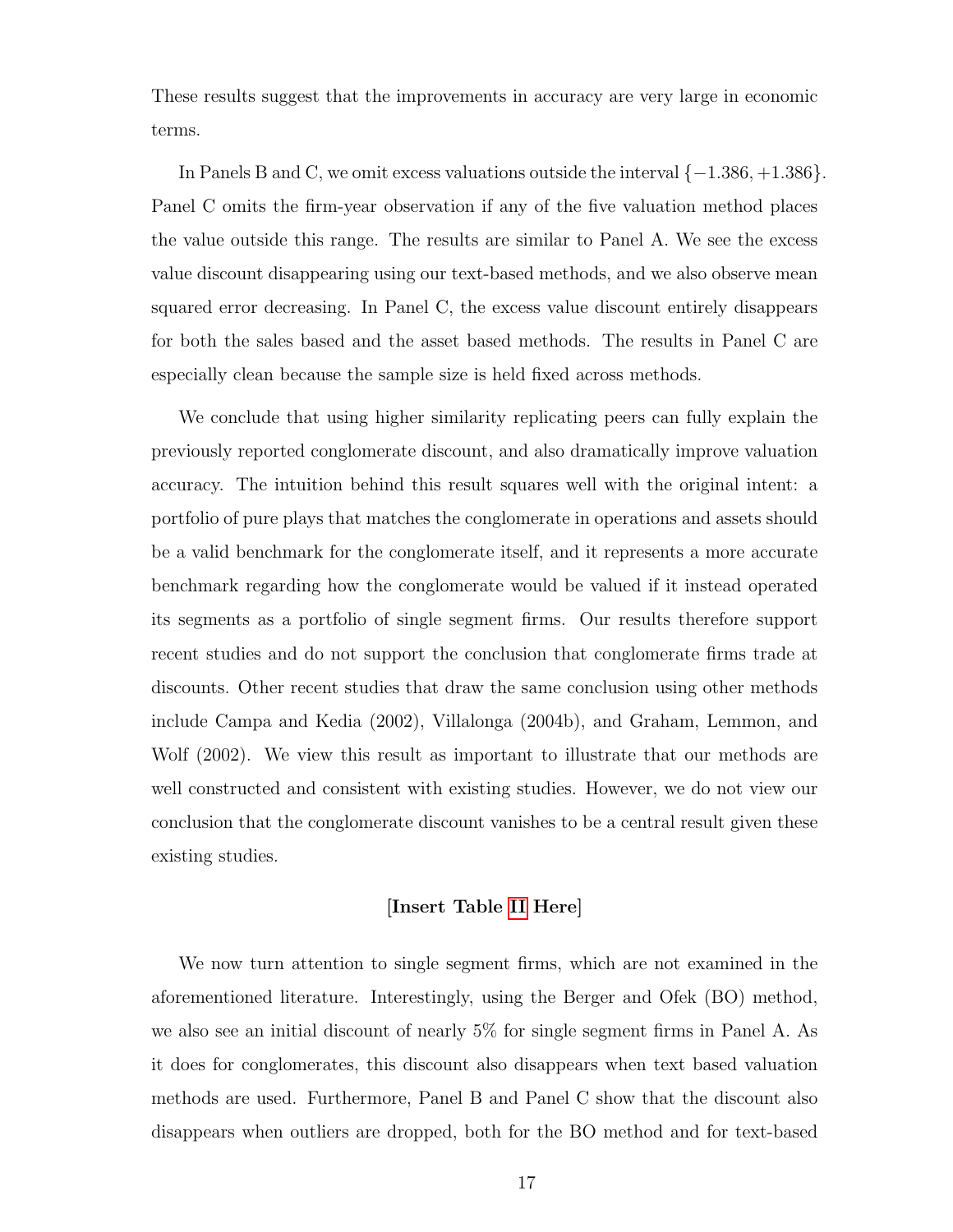These results suggest that the improvements in accuracy are very large in economic terms.

In Panels B and C, we omit excess valuations outside the interval $\{-1.386, +1.386\}$. Panel C omits the firm-year observation if any of the five valuation method places the value outside this range. The results are similar to Panel A. We see the excess value discount disappearing using our text-based methods, and we also observe mean squared error decreasing. In Panel C, the excess value discount entirely disappears for both the sales based and the asset based methods. The results in Panel C are especially clean because the sample size is held fixed across methods.

We conclude that using higher similarity replicating peers can fully explain the previously reported conglomerate discount, and also dramatically improve valuation accuracy. The intuition behind this result squares well with the original intent: a portfolio of pure plays that matches the conglomerate in operations and assets should be a valid benchmark for the conglomerate itself, and it represents a more accurate benchmark regarding how the conglomerate would be valued if it instead operated its segments as a portfolio of single segment firms. Our results therefore support recent studies and do not support the conclusion that conglomerate firms trade at discounts. Other recent studies that draw the same conclusion using other methods include Campa and Kedia (2002), Villalonga (2004b), and Graham, Lemmon, and Wolf (2002). We view this result as important to illustrate that our methods are well constructed and consistent with existing studies. However, we do not view our conclusion that the conglomerate discount vanishes to be a central result given these existing studies.

**[Insert Table II Here]**

We now turn attention to single segment firms, which are not examined in the aforementioned literature. Interestingly, using the Berger and Ofek (BO) method, we also see an initial discount of nearly 5% for single segment firms in Panel A. As it does for conglomerates, this discount also disappears when text based valuation methods are used. Furthermore, Panel B and Panel C show that the discount also disappears when outliers are dropped, both for the BO method and for text-based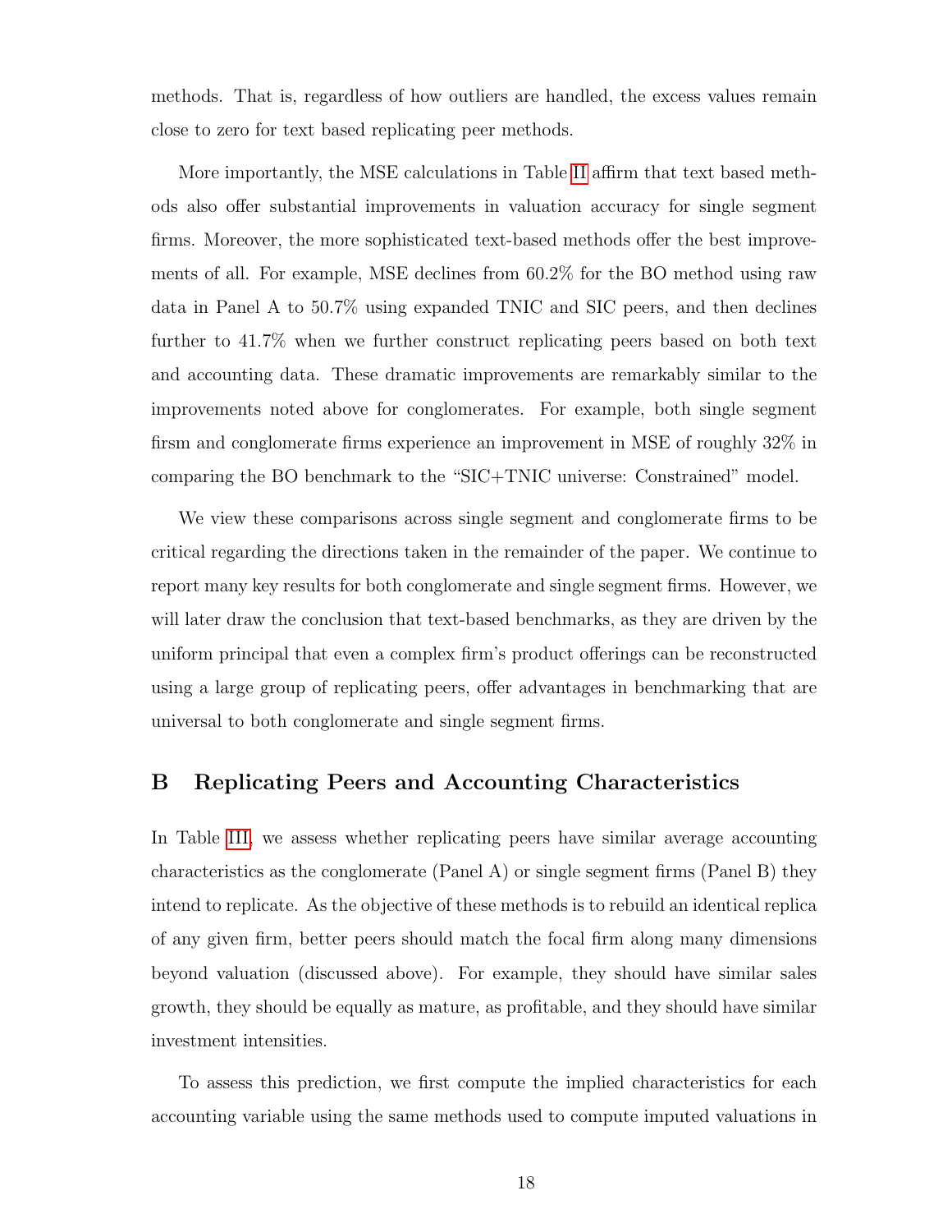methods. That is, regardless of how outliers are handled, the excess values remain close to zero for text based replicating peer methods.

More importantly, the MSE calculations in Table II affirm that text based methods also offer substantial improvements in valuation accuracy for single segment firms. Moreover, the more sophisticated text-based methods offer the best improvements of all. For example, MSE declines from 60.2% for the BO method using raw data in Panel A to 50.7% using expanded TNIC and SIC peers, and then declines further to 41.7% when we further construct replicating peers based on both text and accounting data. These dramatic improvements are remarkably similar to the improvements noted above for conglomerates. For example, both single segment firsm and conglomerate firms experience an improvement in MSE of roughly 32% in comparing the BO benchmark to the "SIC+TNIC universe: Constrained" model.

We view these comparisons across single segment and conglomerate firms to be critical regarding the directions taken in the remainder of the paper. We continue to report many key results for both conglomerate and single segment firms. However, we will later draw the conclusion that text-based benchmarks, as they are driven by the uniform principal that even a complex firm's product offerings can be reconstructed using a large group of replicating peers, offer advantages in benchmarking that are universal to both conglomerate and single segment firms.

## B Replicating Peers and Accounting Characteristics

In Table III, we assess whether replicating peers have similar average accounting characteristics as the conglomerate (Panel A) or single segment firms (Panel B) they intend to replicate. As the objective of these methods is to rebuild an identical replica of any given firm, better peers should match the focal firm along many dimensions beyond valuation (discussed above). For example, they should have similar sales growth, they should be equally as mature, as profitable, and they should have similar investment intensities.

To assess this prediction, we first compute the implied characteristics for each accounting variable using the same methods used to compute imputed valuations in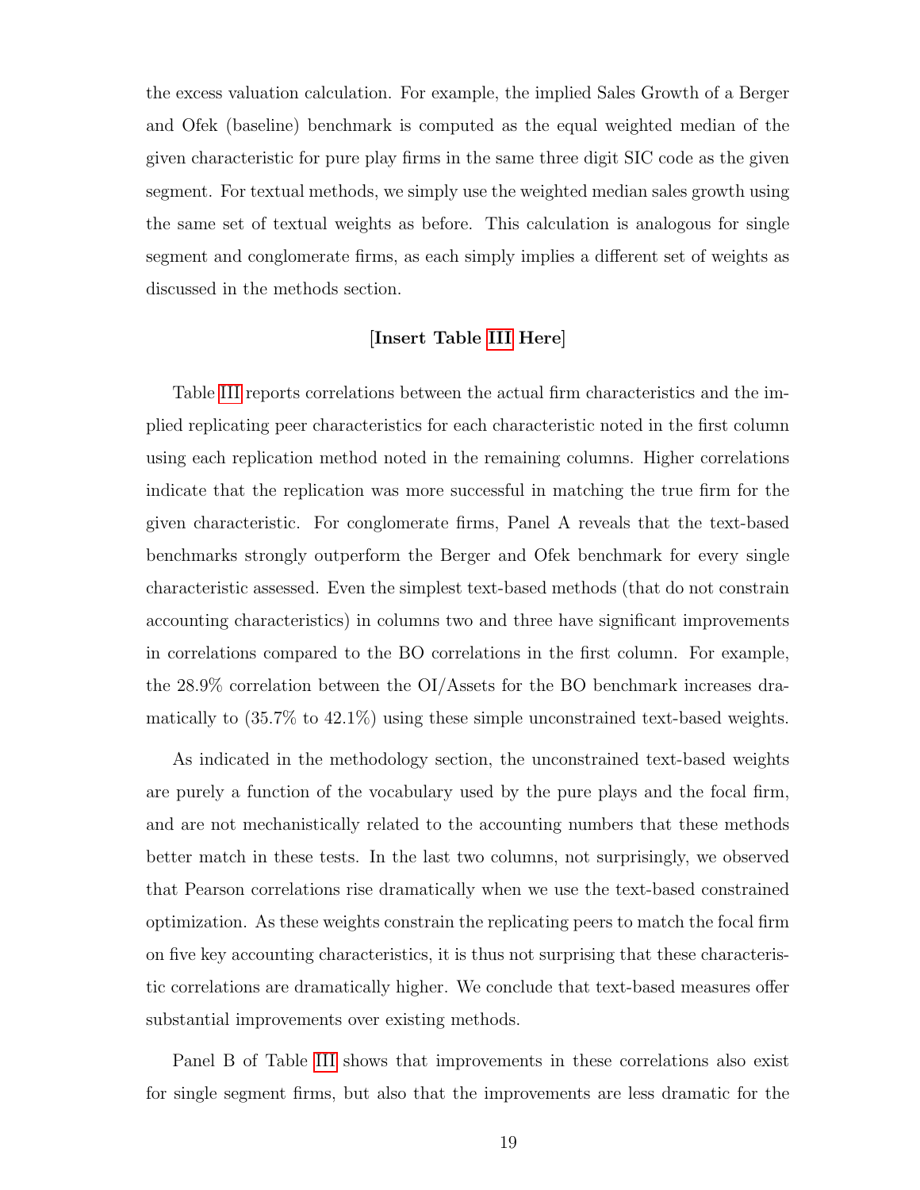the excess valuation calculation. For example, the implied Sales Growth of a Berger and Ofek (baseline) benchmark is computed as the equal weighted median of the given characteristic for pure play firms in the same three digit SIC code as the given segment. For textual methods, we simply use the weighted median sales growth using the same set of textual weights as before. This calculation is analogous for single segment and conglomerate firms, as each simply implies a different set of weights as discussed in the methods section.

**[Insert Table III Here]**

Table III reports correlations between the actual firm characteristics and the implied replicating peer characteristics for each characteristic noted in the first column using each replication method noted in the remaining columns. Higher correlations indicate that the replication was more successful in matching the true firm for the given characteristic. For conglomerate firms, Panel A reveals that the text-based benchmarks strongly outperform the Berger and Ofek benchmark for every single characteristic assessed. Even the simplest text-based methods (that do not constrain accounting characteristics) in columns two and three have significant improvements in correlations compared to the BO correlations in the first column. For example, the 28.9% correlation between the OI/Assets for the BO benchmark increases dramatically to (35.7% to 42.1%) using these simple unconstrained text-based weights.

As indicated in the methodology section, the unconstrained text-based weights are purely a function of the vocabulary used by the pure plays and the focal firm, and are not mechanistically related to the accounting numbers that these methods better match in these tests. In the last two columns, not surprisingly, we observed that Pearson correlations rise dramatically when we use the text-based constrained optimization. As these weights constrain the replicating peers to match the focal firm on five key accounting characteristics, it is thus not surprising that these characteristic correlations are dramatically higher. We conclude that text-based measures offer substantial improvements over existing methods.

Panel B of Table III shows that improvements in these correlations also exist for single segment firms, but also that the improvements are less dramatic for the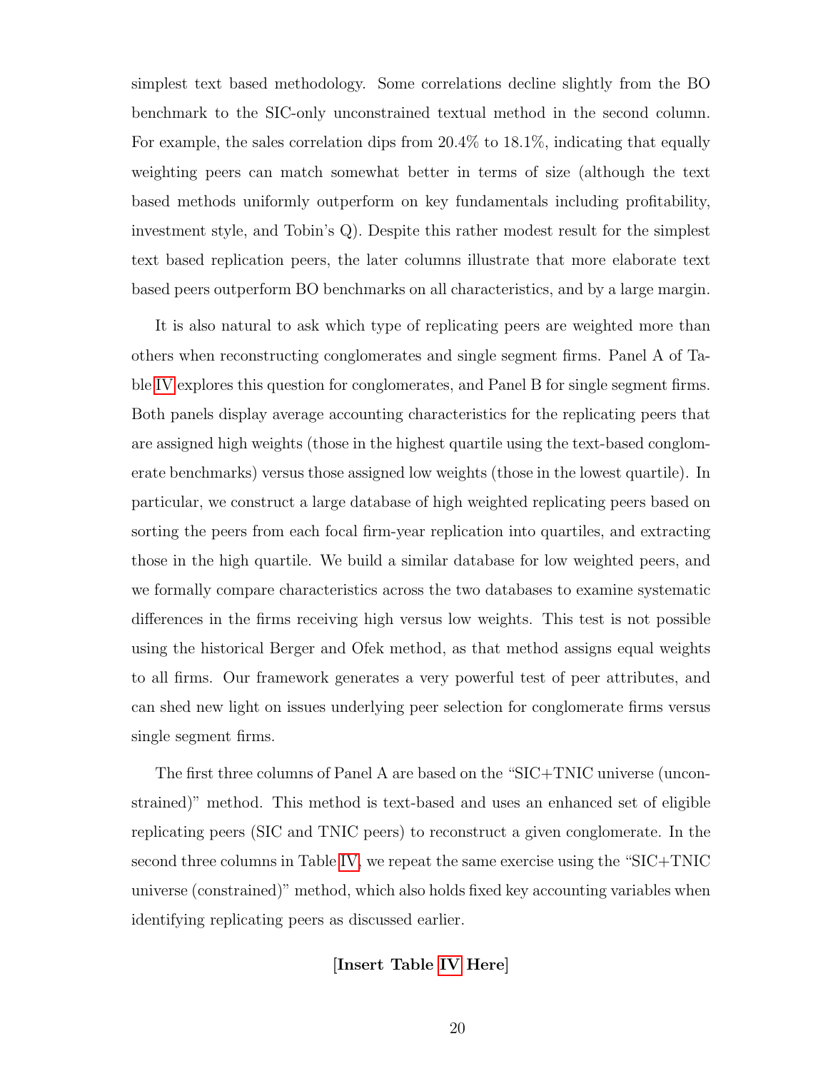simplest text based methodology. Some correlations decline slightly from the BO benchmark to the SIC-only unconstrained textual method in the second column. For example, the sales correlation dips from 20.4% to 18.1%, indicating that equally weighting peers can match somewhat better in terms of size (although the text based methods uniformly outperform on key fundamentals including profitability, investment style, and Tobin's Q). Despite this rather modest result for the simplest text based replication peers, the later columns illustrate that more elaborate text based peers outperform BO benchmarks on all characteristics, and by a large margin.

It is also natural to ask which type of replicating peers are weighted more than others when reconstructing conglomerates and single segment firms. Panel A of Table IV explores this question for conglomerates, and Panel B for single segment firms. Both panels display average accounting characteristics for the replicating peers that are assigned high weights (those in the highest quartile using the text-based conglomerate benchmarks) versus those assigned low weights (those in the lowest quartile). In particular, we construct a large database of high weighted replicating peers based on sorting the peers from each focal firm-year replication into quartiles, and extracting those in the high quartile. We build a similar database for low weighted peers, and we formally compare characteristics across the two databases to examine systematic differences in the firms receiving high versus low weights. This test is not possible using the historical Berger and Ofek method, as that method assigns equal weights to all firms. Our framework generates a very powerful test of peer attributes, and can shed new light on issues underlying peer selection for conglomerate firms versus single segment firms.

The first three columns of Panel A are based on the "SIC+TNIC universe (unconstrained)" method. This method is text-based and uses an enhanced set of eligible replicating peers (SIC and TNIC peers) to reconstruct a given conglomerate. In the second three columns in Table IV, we repeat the same exercise using the "SIC+TNIC universe (constrained)" method, which also holds fixed key accounting variables when identifying replicating peers as discussed earlier.

**[Insert Table IV Here]**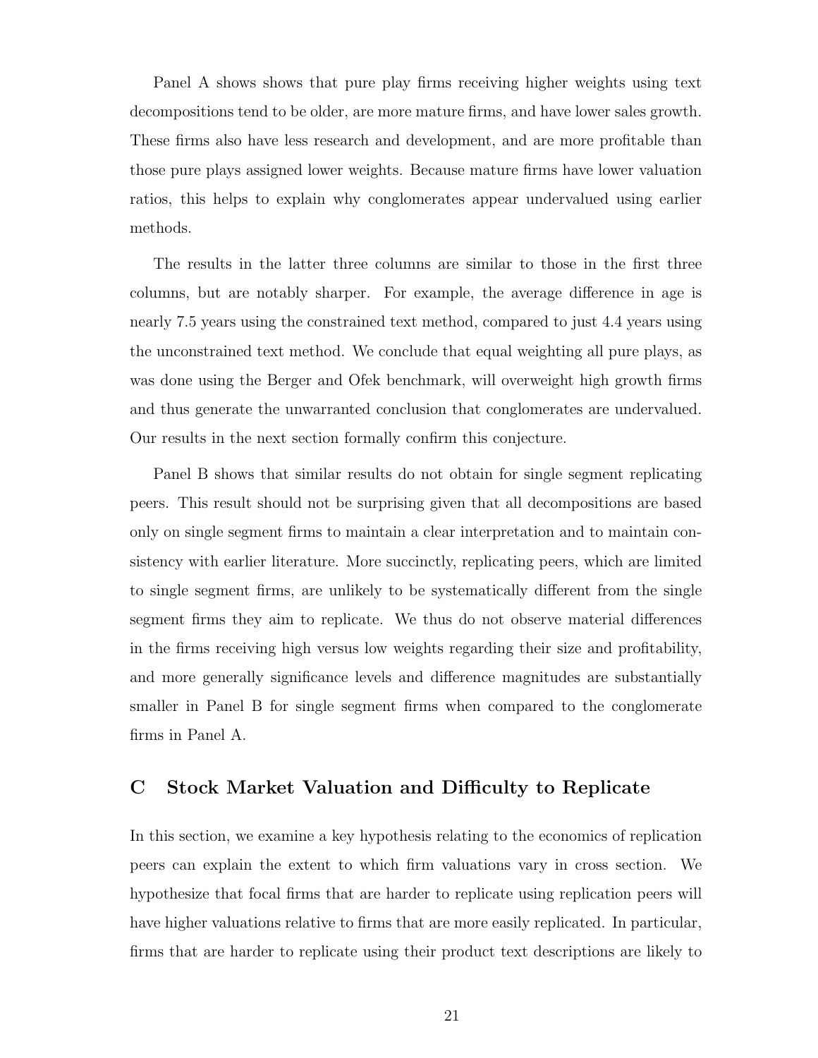Panel A shows shows that pure play firms receiving higher weights using text decompositions tend to be older, are more mature firms, and have lower sales growth. These firms also have less research and development, and are more profitable than those pure plays assigned lower weights. Because mature firms have lower valuation ratios, this helps to explain why conglomerates appear undervalued using earlier methods.

The results in the latter three columns are similar to those in the first three columns, but are notably sharper. For example, the average difference in age is nearly 7.5 years using the constrained text method, compared to just 4.4 years using the unconstrained text method. We conclude that equal weighting all pure plays, as was done using the Berger and Ofek benchmark, will overweight high growth firms and thus generate the unwarranted conclusion that conglomerates are undervalued. Our results in the next section formally confirm this conjecture.

Panel B shows that similar results do not obtain for single segment replicating peers. This result should not be surprising given that all decompositions are based only on single segment firms to maintain a clear interpretation and to maintain consistency with earlier literature. More succinctly, replicating peers, which are limited to single segment firms, are unlikely to be systematically different from the single segment firms they aim to replicate. We thus do not observe material differences in the firms receiving high versus low weights regarding their size and profitability, and more generally significance levels and difference magnitudes are substantially smaller in Panel B for single segment firms when compared to the conglomerate firms in Panel A.

## C Stock Market Valuation and Difficulty to Replicate

In this section, we examine a key hypothesis relating to the economics of replication peers can explain the extent to which firm valuations vary in cross section. We hypothesize that focal firms that are harder to replicate using replication peers will have higher valuations relative to firms that are more easily replicated. In particular, firms that are harder to replicate using their product text descriptions are likely to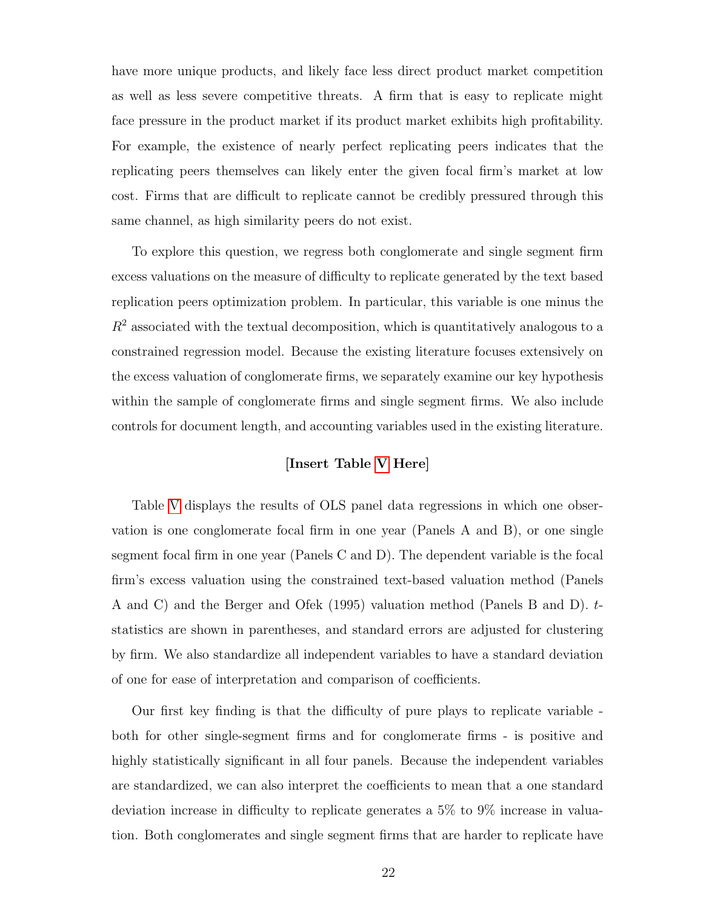have more unique products, and likely face less direct product market competition as well as less severe competitive threats. A firm that is easy to replicate might face pressure in the product market if its product market exhibits high profitability. For example, the existence of nearly perfect replicating peers indicates that the replicating peers themselves can likely enter the given focal firm's market at low cost. Firms that are difficult to replicate cannot be credibly pressured through this same channel, as high similarity peers do not exist.

To explore this question, we regress both conglomerate and single segment firm excess valuations on the measure of difficulty to replicate generated by the text based replication peers optimization problem. In particular, this variable is one minus the $R^2$ associated with the textual decomposition, which is quantitatively analogous to a constrained regression model. Because the existing literature focuses extensively on the excess valuation of conglomerate firms, we separately examine our key hypothesis within the sample of conglomerate firms and single segment firms. We also include controls for document length, and accounting variables used in the existing literature.

**[Insert Table V Here]**

Table V displays the results of OLS panel data regressions in which one observation is one conglomerate focal firm in one year (Panels A and B), or one single segment focal firm in one year (Panels C and D). The dependent variable is the focal firm's excess valuation using the constrained text-based valuation method (Panels A and C) and the Berger and Ofek (1995) valuation method (Panels B and D). $t$-statistics are shown in parentheses, and standard errors are adjusted for clustering by firm. We also standardize all independent variables to have a standard deviation of one for ease of interpretation and comparison of coefficients.

Our first key finding is that the difficulty of pure plays to replicate variable - both for other single-segment firms and for conglomerate firms - is positive and highly statistically significant in all four panels. Because the independent variables are standardized, we can also interpret the coefficients to mean that a one standard deviation increase in difficulty to replicate generates a 5% to 9% increase in valuation. Both conglomerates and single segment firms that are harder to replicate have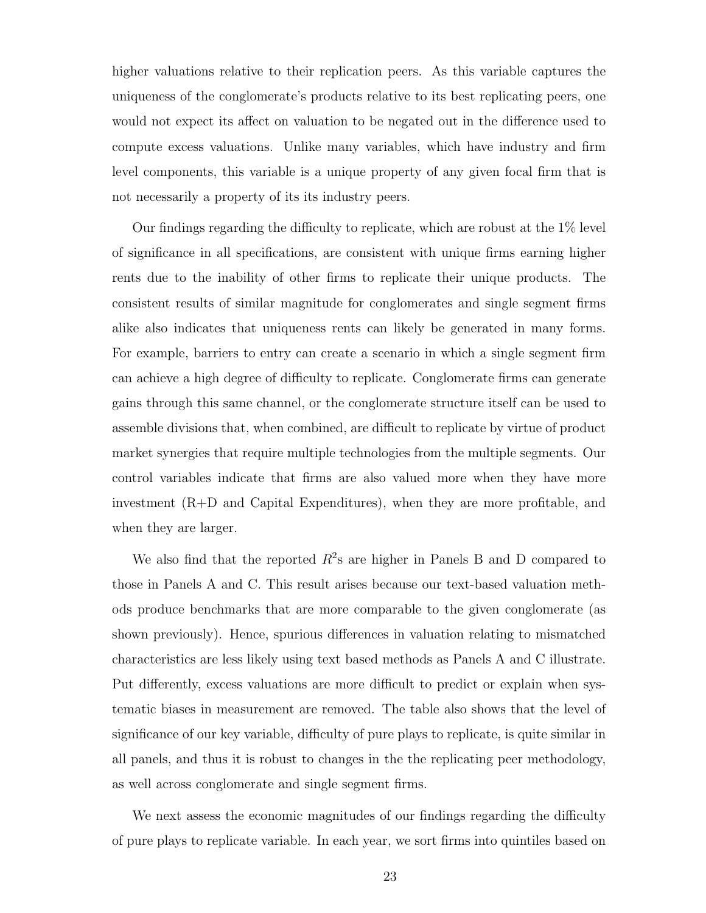higher valuations relative to their replication peers. As this variable captures the uniqueness of the conglomerate's products relative to its best replicating peers, one would not expect its affect on valuation to be negated out in the difference used to compute excess valuations. Unlike many variables, which have industry and firm level components, this variable is a unique property of any given focal firm that is not necessarily a property of its its industry peers.

Our findings regarding the difficulty to replicate, which are robust at the 1% level of significance in all specifications, are consistent with unique firms earning higher rents due to the inability of other firms to replicate their unique products. The consistent results of similar magnitude for conglomerates and single segment firms alike also indicates that uniqueness rents can likely be generated in many forms. For example, barriers to entry can create a scenario in which a single segment firm can achieve a high degree of difficulty to replicate. Conglomerate firms can generate gains through this same channel, or the conglomerate structure itself can be used to assemble divisions that, when combined, are difficult to replicate by virtue of product market synergies that require multiple technologies from the multiple segments. Our control variables indicate that firms are also valued more when they have more investment (R+D and Capital Expenditures), when they are more profitable, and when they are larger.

We also find that the reported $R^2$s are higher in Panels B and D compared to those in Panels A and C. This result arises because our text-based valuation methods produce benchmarks that are more comparable to the given conglomerate (as shown previously). Hence, spurious differences in valuation relating to mismatched characteristics are less likely using text based methods as Panels A and C illustrate. Put differently, excess valuations are more difficult to predict or explain when systematic biases in measurement are removed. The table also shows that the level of significance of our key variable, difficulty of pure plays to replicate, is quite similar in all panels, and thus it is robust to changes in the the replicating peer methodology, as well across conglomerate and single segment firms.

We next assess the economic magnitudes of our findings regarding the difficulty of pure plays to replicate variable. In each year, we sort firms into quintiles based on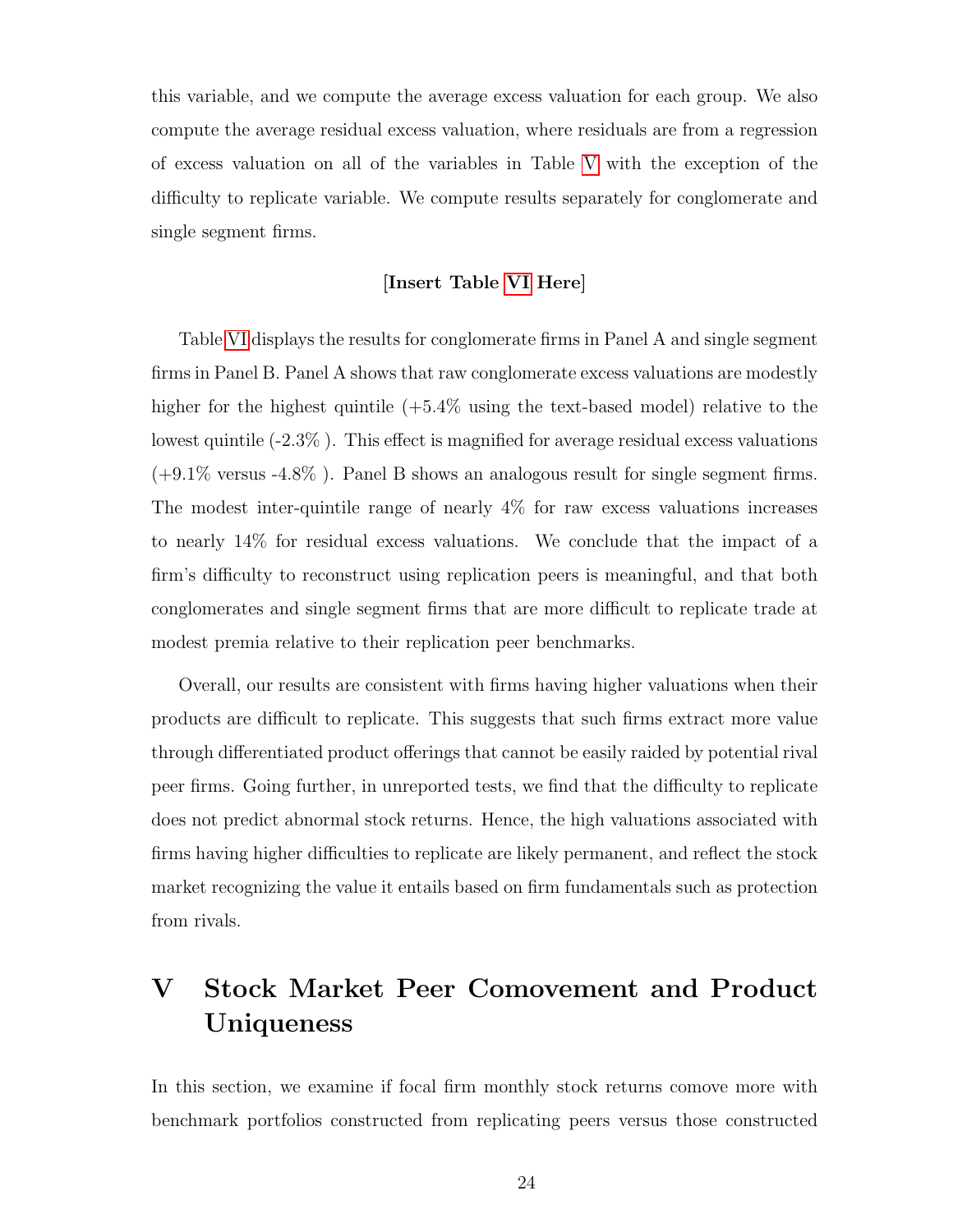this variable, and we compute the average excess valuation for each group. We also compute the average residual excess valuation, where residuals are from a regression of excess valuation on all of the variables in Table V with the exception of the difficulty to replicate variable. We compute results separately for conglomerate and single segment firms.

**[Insert Table VI Here]**

Table VI displays the results for conglomerate firms in Panel A and single segment firms in Panel B. Panel A shows that raw conglomerate excess valuations are modestly higher for the highest quintile (+5.4% using the text-based model) relative to the lowest quintile (-2.3% ). This effect is magnified for average residual excess valuations (+9.1% versus -4.8% ). Panel B shows an analogous result for single segment firms. The modest inter-quintile range of nearly 4% for raw excess valuations increases to nearly 14% for residual excess valuations. We conclude that the impact of a firm's difficulty to reconstruct using replication peers is meaningful, and that both conglomerates and single segment firms that are more difficult to replicate trade at modest premia relative to their replication peer benchmarks.

Overall, our results are consistent with firms having higher valuations when their products are difficult to replicate. This suggests that such firms extract more value through differentiated product offerings that cannot be easily raided by potential rival peer firms. Going further, in unreported tests, we find that the difficulty to replicate does not predict abnormal stock returns. Hence, the high valuations associated with firms having higher difficulties to replicate are likely permanent, and reflect the stock market recognizing the value it entails based on firm fundamentals such as protection from rivals.

# V Stock Market Peer Comovement and Product Uniqueness

In this section, we examine if focal firm monthly stock returns comove more with benchmark portfolios constructed from replicating peers versus those constructed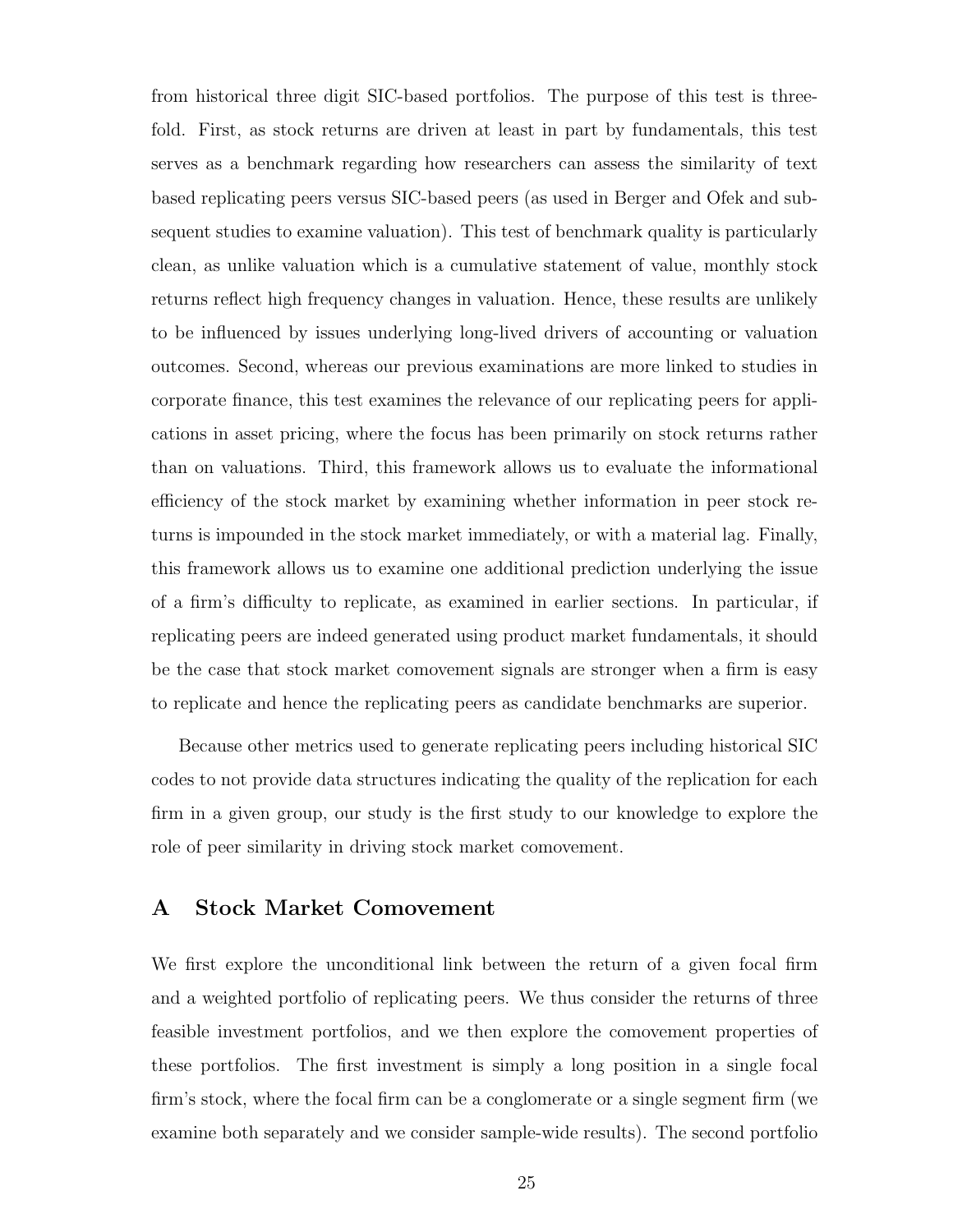from historical three digit SIC-based portfolios. The purpose of this test is threefold. First, as stock returns are driven at least in part by fundamentals, this test serves as a benchmark regarding how researchers can assess the similarity of text based replicating peers versus SIC-based peers (as used in Berger and Ofek and subsequent studies to examine valuation). This test of benchmark quality is particularly clean, as unlike valuation which is a cumulative statement of value, monthly stock returns reflect high frequency changes in valuation. Hence, these results are unlikely to be influenced by issues underlying long-lived drivers of accounting or valuation outcomes. Second, whereas our previous examinations are more linked to studies in corporate finance, this test examines the relevance of our replicating peers for applications in asset pricing, where the focus has been primarily on stock returns rather than on valuations. Third, this framework allows us to evaluate the informational efficiency of the stock market by examining whether information in peer stock returns is impounded in the stock market immediately, or with a material lag. Finally, this framework allows us to examine one additional prediction underlying the issue of a firm's difficulty to replicate, as examined in earlier sections. In particular, if replicating peers are indeed generated using product market fundamentals, it should be the case that stock market comovement signals are stronger when a firm is easy to replicate and hence the replicating peers as candidate benchmarks are superior.

Because other metrics used to generate replicating peers including historical SIC codes to not provide data structures indicating the quality of the replication for each firm in a given group, our study is the first study to our knowledge to explore the role of peer similarity in driving stock market comovement.

## A Stock Market Comovement

We first explore the unconditional link between the return of a given focal firm and a weighted portfolio of replicating peers. We thus consider the returns of three feasible investment portfolios, and we then explore the comovement properties of these portfolios. The first investment is simply a long position in a single focal firm's stock, where the focal firm can be a conglomerate or a single segment firm (we examine both separately and we consider sample-wide results). The second portfolio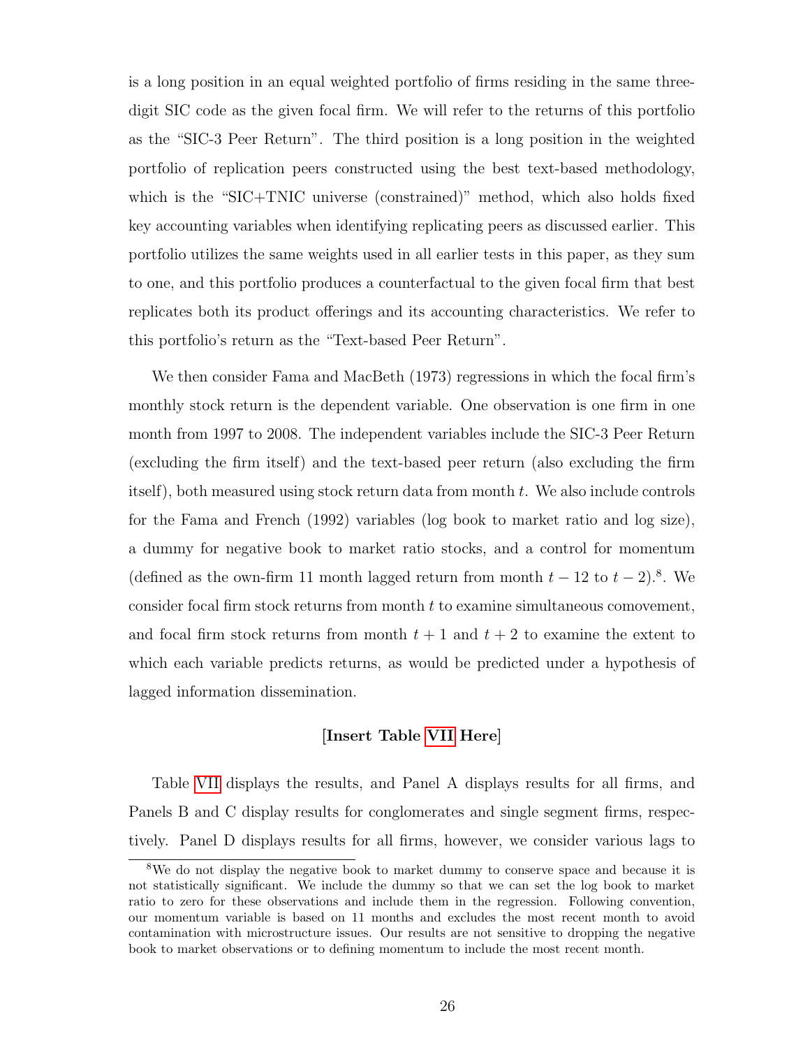is a long position in an equal weighted portfolio of firms residing in the same three-digit SIC code as the given focal firm. We will refer to the returns of this portfolio as the "SIC-3 Peer Return". The third position is a long position in the weighted portfolio of replication peers constructed using the best text-based methodology, which is the "SIC+TNIC universe (constrained)" method, which also holds fixed key accounting variables when identifying replicating peers as discussed earlier. This portfolio utilizes the same weights used in all earlier tests in this paper, as they sum to one, and this portfolio produces a counterfactual to the given focal firm that best replicates both its product offerings and its accounting characteristics. We refer to this portfolio's return as the "Text-based Peer Return".

We then consider Fama and MacBeth (1973) regressions in which the focal firm's monthly stock return is the dependent variable. One observation is one firm in one month from 1997 to 2008. The independent variables include the SIC-3 Peer Return (excluding the firm itself) and the text-based peer return (also excluding the firm itself), both measured using stock return data from month $t$. We also include controls for the Fama and French (1992) variables (log book to market ratio and log size), a dummy for negative book to market ratio stocks, and a control for momentum (defined as the own-firm 11 month lagged return from month $t-12$ to $t-2$).[8]. We consider focal firm stock returns from month $t$ to examine simultaneous comovement, and focal firm stock returns from month $t+1$ and $t+2$ to examine the extent to which each variable predicts returns, as would be predicted under a hypothesis of lagged information dissemination.

**[Insert Table VII Here]**

Table VII displays the results, and Panel A displays results for all firms, and Panels B and C display results for conglomerates and single segment firms, respectively. Panel D displays results for all firms, however, we consider various lags to

[8]We do not display the negative book to market dummy to conserve space and because it is not statistically significant. We include the dummy so that we can set the log book to market ratio to zero for these observations and include them in the regression. Following convention, our momentum variable is based on 11 months and excludes the most recent month to avoid contamination with microstructure issues. Our results are not sensitive to dropping the negative book to market observations or to defining momentum to include the most recent month.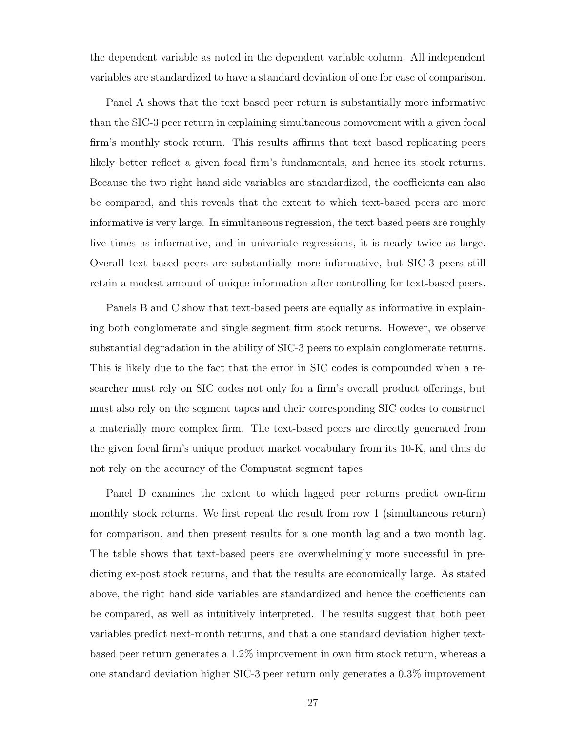the dependent variable as noted in the dependent variable column. All independent variables are standardized to have a standard deviation of one for ease of comparison.

Panel A shows that the text based peer return is substantially more informative than the SIC-3 peer return in explaining simultaneous comovement with a given focal firm's monthly stock return. This results affirms that text based replicating peers likely better reflect a given focal firm's fundamentals, and hence its stock returns. Because the two right hand side variables are standardized, the coefficients can also be compared, and this reveals that the extent to which text-based peers are more informative is very large. In simultaneous regression, the text based peers are roughly five times as informative, and in univariate regressions, it is nearly twice as large. Overall text based peers are substantially more informative, but SIC-3 peers still retain a modest amount of unique information after controlling for text-based peers.

Panels B and C show that text-based peers are equally as informative in explaining both conglomerate and single segment firm stock returns. However, we observe substantial degradation in the ability of SIC-3 peers to explain conglomerate returns. This is likely due to the fact that the error in SIC codes is compounded when a researcher must rely on SIC codes not only for a firm's overall product offerings, but must also rely on the segment tapes and their corresponding SIC codes to construct a materially more complex firm. The text-based peers are directly generated from the given focal firm's unique product market vocabulary from its 10-K, and thus do not rely on the accuracy of the Compustat segment tapes.

Panel D examines the extent to which lagged peer returns predict own-firm monthly stock returns. We first repeat the result from row 1 (simultaneous return) for comparison, and then present results for a one month lag and a two month lag. The table shows that text-based peers are overwhelmingly more successful in predicting ex-post stock returns, and that the results are economically large. As stated above, the right hand side variables are standardized and hence the coefficients can be compared, as well as intuitively interpreted. The results suggest that both peer variables predict next-month returns, and that a one standard deviation higher text-based peer return generates a 1.2% improvement in own firm stock return, whereas a one standard deviation higher SIC-3 peer return only generates a 0.3% improvement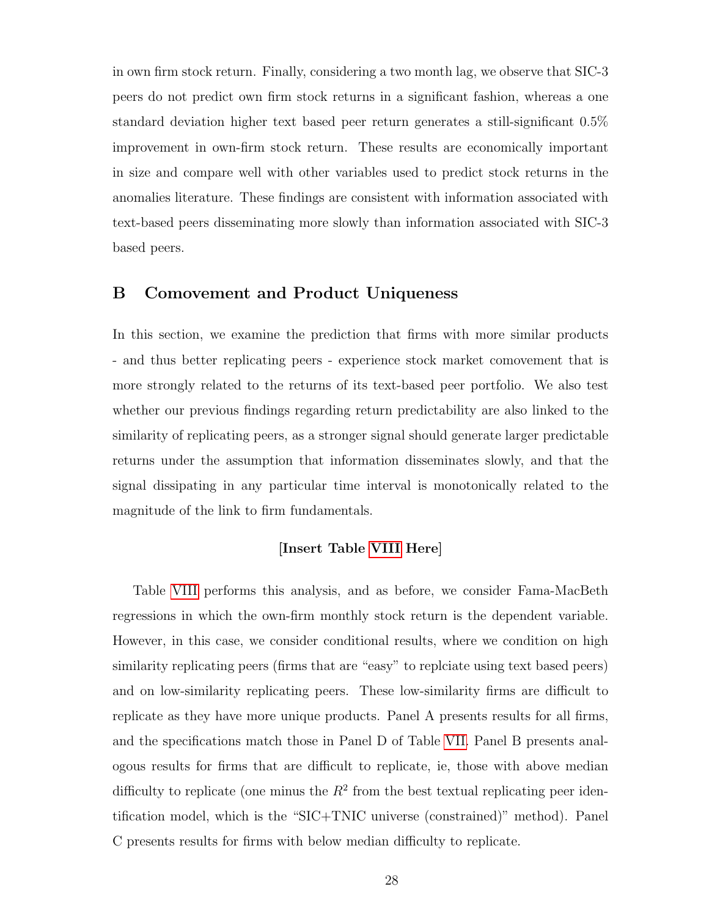in own firm stock return. Finally, considering a two month lag, we observe that SIC-3 peers do not predict own firm stock returns in a significant fashion, whereas a one standard deviation higher text based peer return generates a still-significant 0.5% improvement in own-firm stock return. These results are economically important in size and compare well with other variables used to predict stock returns in the anomalies literature. These findings are consistent with information associated with text-based peers disseminating more slowly than information associated with SIC-3 based peers.

## B Comovement and Product Uniqueness

In this section, we examine the prediction that firms with more similar products - and thus better replicating peers - experience stock market comovement that is more strongly related to the returns of its text-based peer portfolio. We also test whether our previous findings regarding return predictability are also linked to the similarity of replicating peers, as a stronger signal should generate larger predictable returns under the assumption that information disseminates slowly, and that the signal dissipating in any particular time interval is monotonically related to the magnitude of the link to firm fundamentals.

**[Insert Table VIII Here]**

Table VIII performs this analysis, and as before, we consider Fama-MacBeth regressions in which the own-firm monthly stock return is the dependent variable. However, in this case, we consider conditional results, where we condition on high similarity replicating peers (firms that are "easy" to replciate using text based peers) and on low-similarity replicating peers. These low-similarity firms are difficult to replicate as they have more unique products. Panel A presents results for all firms, and the specifications match those in Panel D of Table VII. Panel B presents analogous results for firms that are difficult to replicate, ie, those with above median difficulty to replicate (one minus the $R^2$ from the best textual replicating peer identification model, which is the "SIC+TNIC universe (constrained)" method). Panel C presents results for firms with below median difficulty to replicate.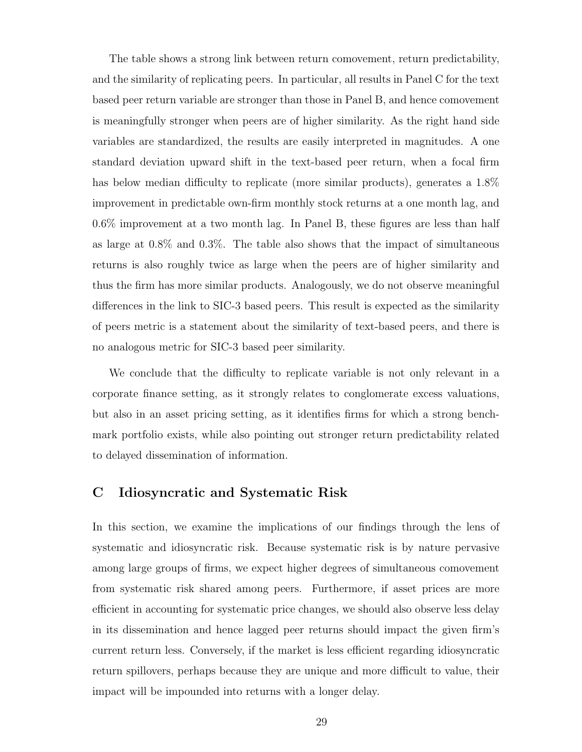The table shows a strong link between return comovement, return predictability, and the similarity of replicating peers. In particular, all results in Panel C for the text based peer return variable are stronger than those in Panel B, and hence comovement is meaningfully stronger when peers are of higher similarity. As the right hand side variables are standardized, the results are easily interpreted in magnitudes. A one standard deviation upward shift in the text-based peer return, when a focal firm has below median difficulty to replicate (more similar products), generates a 1.8% improvement in predictable own-firm monthly stock returns at a one month lag, and 0.6% improvement at a two month lag. In Panel B, these figures are less than half as large at 0.8% and 0.3%. The table also shows that the impact of simultaneous returns is also roughly twice as large when the peers are of higher similarity and thus the firm has more similar products. Analogously, we do not observe meaningful differences in the link to SIC-3 based peers. This result is expected as the similarity of peers metric is a statement about the similarity of text-based peers, and there is no analogous metric for SIC-3 based peer similarity.

We conclude that the difficulty to replicate variable is not only relevant in a corporate finance setting, as it strongly relates to conglomerate excess valuations, but also in an asset pricing setting, as it identifies firms for which a strong benchmark portfolio exists, while also pointing out stronger return predictability related to delayed dissemination of information.

## C Idiosyncratic and Systematic Risk

In this section, we examine the implications of our findings through the lens of systematic and idiosyncratic risk. Because systematic risk is by nature pervasive among large groups of firms, we expect higher degrees of simultaneous comovement from systematic risk shared among peers. Furthermore, if asset prices are more efficient in accounting for systematic price changes, we should also observe less delay in its dissemination and hence lagged peer returns should impact the given firm's current return less. Conversely, if the market is less efficient regarding idiosyncratic return spillovers, perhaps because they are unique and more difficult to value, their impact will be impounded into returns with a longer delay.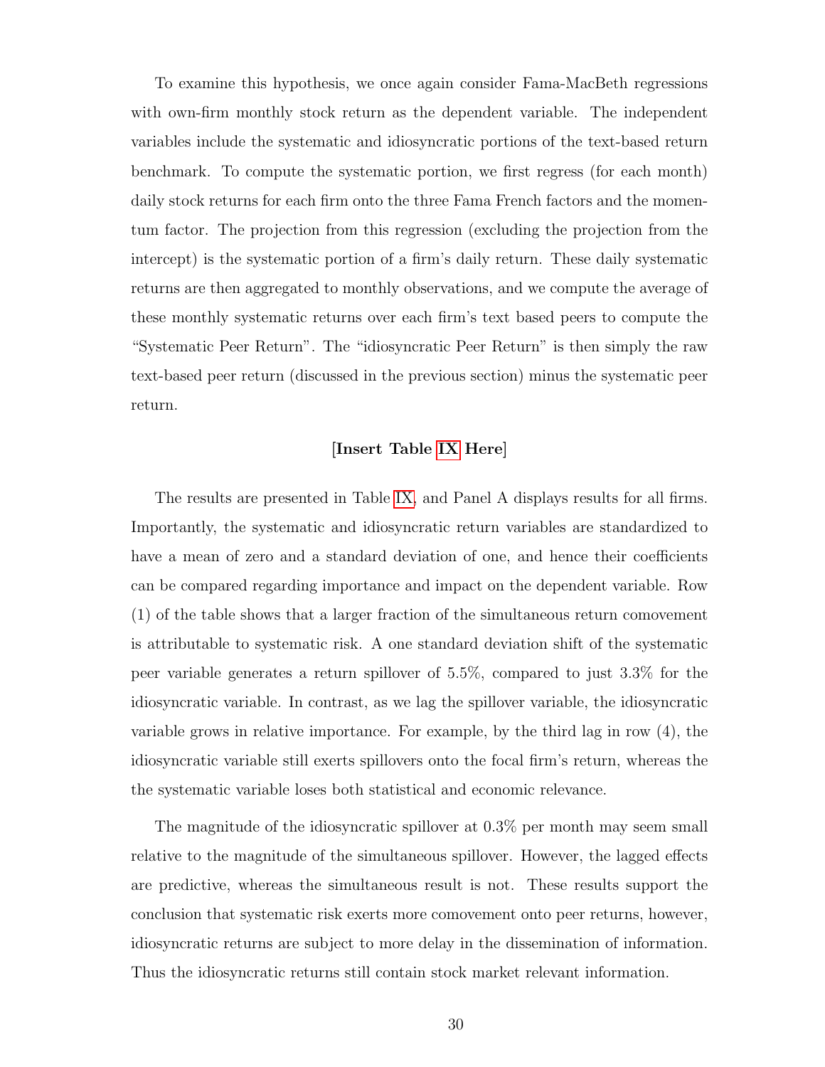To examine this hypothesis, we once again consider Fama-MacBeth regressions with own-firm monthly stock return as the dependent variable. The independent variables include the systematic and idiosyncratic portions of the text-based return benchmark. To compute the systematic portion, we first regress (for each month) daily stock returns for each firm onto the three Fama French factors and the momentum factor. The projection from this regression (excluding the projection from the intercept) is the systematic portion of a firm's daily return. These daily systematic returns are then aggregated to monthly observations, and we compute the average of these monthly systematic returns over each firm's text based peers to compute the "Systematic Peer Return". The "idiosyncratic Peer Return" is then simply the raw text-based peer return (discussed in the previous section) minus the systematic peer return.

**[Insert Table IX Here]**

The results are presented in Table IX, and Panel A displays results for all firms. Importantly, the systematic and idiosyncratic return variables are standardized to have a mean of zero and a standard deviation of one, and hence their coefficients can be compared regarding importance and impact on the dependent variable. Row (1) of the table shows that a larger fraction of the simultaneous return comovement is attributable to systematic risk. A one standard deviation shift of the systematic peer variable generates a return spillover of 5.5%, compared to just 3.3% for the idiosyncratic variable. In contrast, as we lag the spillover variable, the idiosyncratic variable grows in relative importance. For example, by the third lag in row (4), the idiosyncratic variable still exerts spillovers onto the focal firm's return, whereas the the systematic variable loses both statistical and economic relevance.

The magnitude of the idiosyncratic spillover at 0.3% per month may seem small relative to the magnitude of the simultaneous spillover. However, the lagged effects are predictive, whereas the simultaneous result is not. These results support the conclusion that systematic risk exerts more comovement onto peer returns, however, idiosyncratic returns are subject to more delay in the dissemination of information. Thus the idiosyncratic returns still contain stock market relevant information.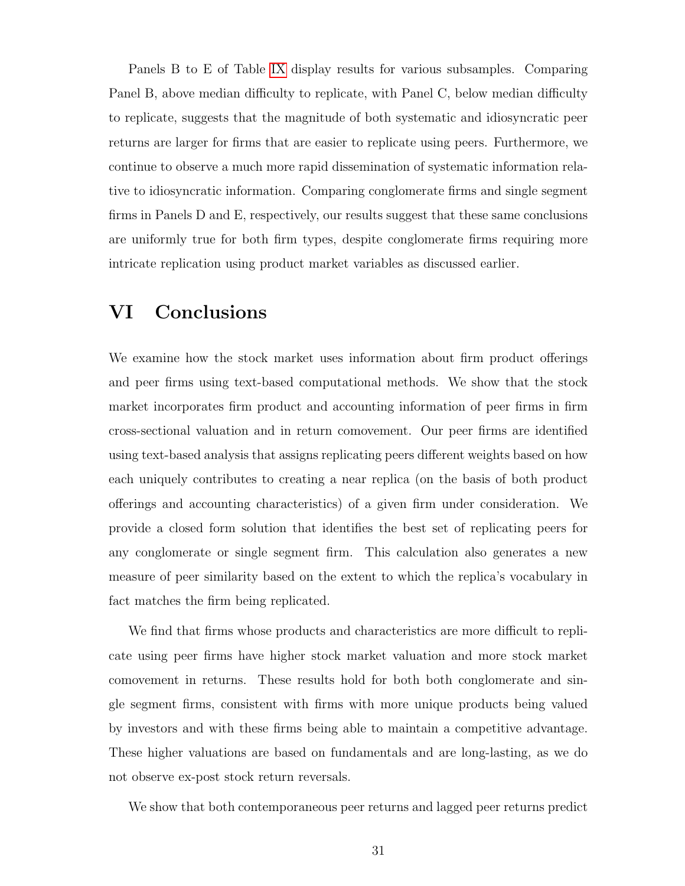Panels B to E of Table IX display results for various subsamples. Comparing Panel B, above median difficulty to replicate, with Panel C, below median difficulty to replicate, suggests that the magnitude of both systematic and idiosyncratic peer returns are larger for firms that are easier to replicate using peers. Furthermore, we continue to observe a much more rapid dissemination of systematic information relative to idiosyncratic information. Comparing conglomerate firms and single segment firms in Panels D and E, respectively, our results suggest that these same conclusions are uniformly true for both firm types, despite conglomerate firms requiring more intricate replication using product market variables as discussed earlier.

# VI Conclusions

We examine how the stock market uses information about firm product offerings and peer firms using text-based computational methods. We show that the stock market incorporates firm product and accounting information of peer firms in firm cross-sectional valuation and in return comovement. Our peer firms are identified using text-based analysis that assigns replicating peers different weights based on how each uniquely contributes to creating a near replica (on the basis of both product offerings and accounting characteristics) of a given firm under consideration. We provide a closed form solution that identifies the best set of replicating peers for any conglomerate or single segment firm. This calculation also generates a new measure of peer similarity based on the extent to which the replica's vocabulary in fact matches the firm being replicated.

We find that firms whose products and characteristics are more difficult to replicate using peer firms have higher stock market valuation and more stock market comovement in returns. These results hold for both both conglomerate and single segment firms, consistent with firms with more unique products being valued by investors and with these firms being able to maintain a competitive advantage. These higher valuations are based on fundamentals and are long-lasting, as we do not observe ex-post stock return reversals.

We show that both contemporaneous peer returns and lagged peer returns predict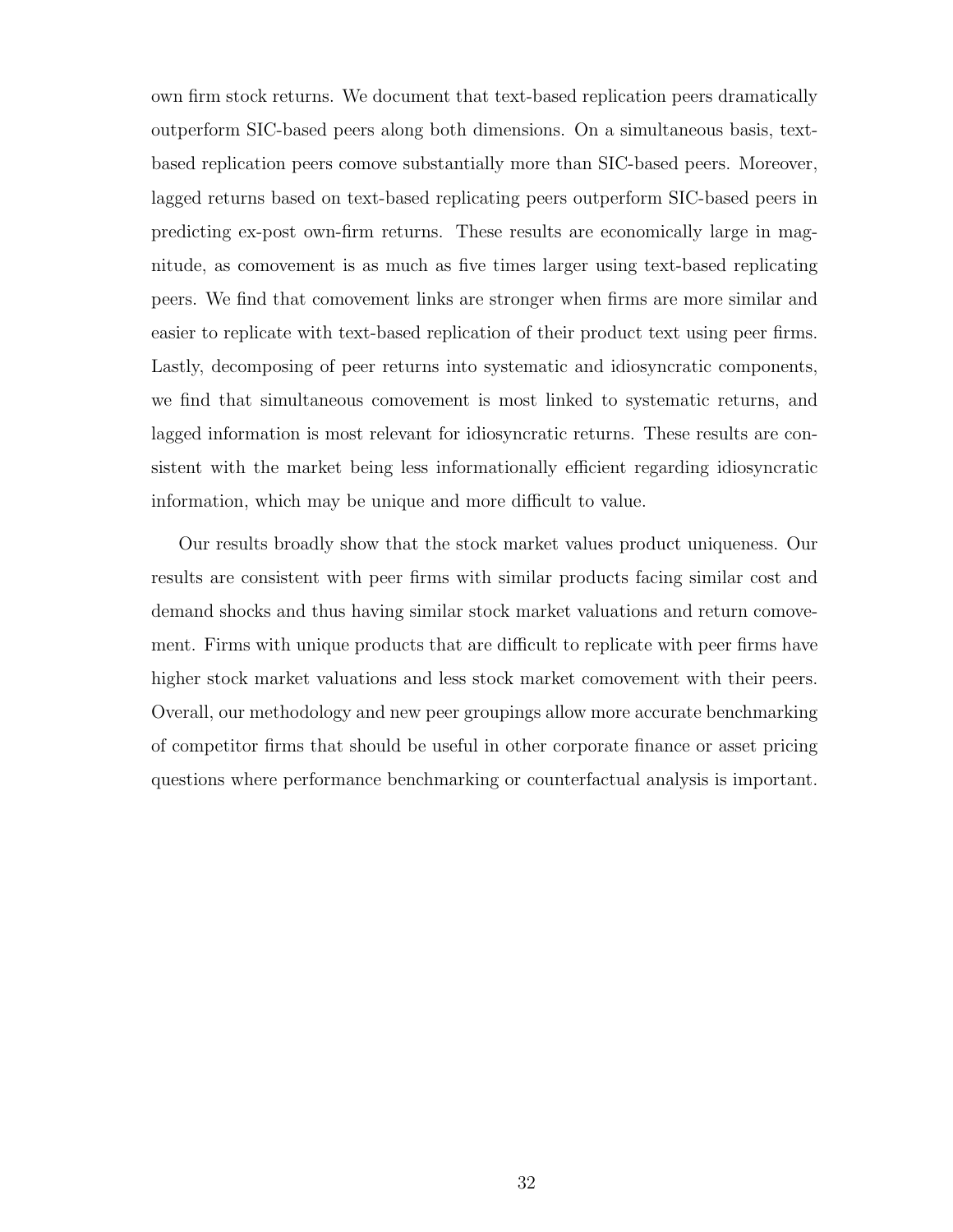own firm stock returns. We document that text-based replication peers dramatically outperform SIC-based peers along both dimensions. On a simultaneous basis, text-based replication peers comove substantially more than SIC-based peers. Moreover, lagged returns based on text-based replicating peers outperform SIC-based peers in predicting ex-post own-firm returns. These results are economically large in magnitude, as comovement is as much as five times larger using text-based replicating peers. We find that comovement links are stronger when firms are more similar and easier to replicate with text-based replication of their product text using peer firms. Lastly, decomposing of peer returns into systematic and idiosyncratic components, we find that simultaneous comovement is most linked to systematic returns, and lagged information is most relevant for idiosyncratic returns. These results are consistent with the market being less informationally efficient regarding idiosyncratic information, which may be unique and more difficult to value.

Our results broadly show that the stock market values product uniqueness. Our results are consistent with peer firms with similar products facing similar cost and demand shocks and thus having similar stock market valuations and return comovement. Firms with unique products that are difficult to replicate with peer firms have higher stock market valuations and less stock market comovement with their peers. Overall, our methodology and new peer groupings allow more accurate benchmarking of competitor firms that should be useful in other corporate finance or asset pricing questions where performance benchmarking or counterfactual analysis is important.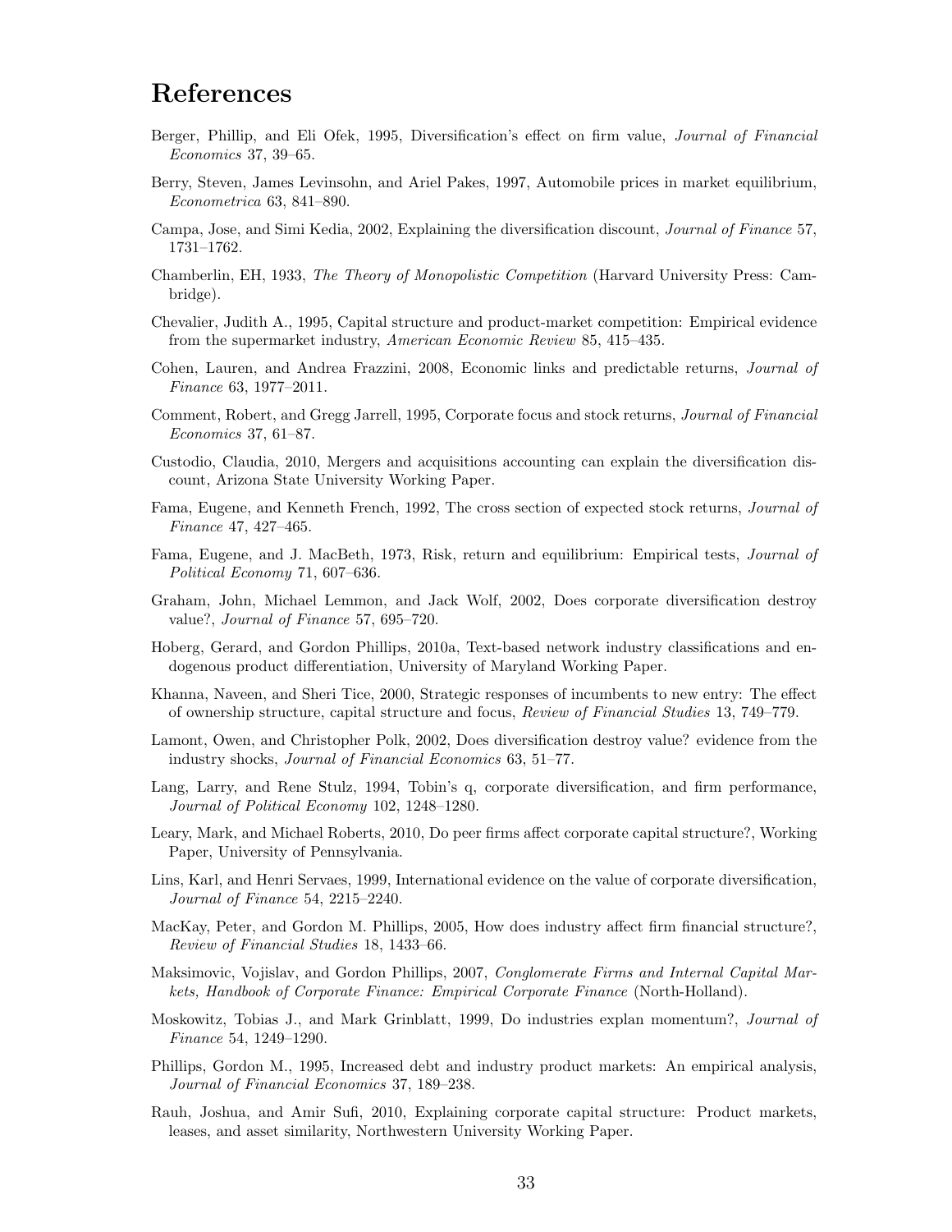# References

Berger, Phillip, and Eli Ofek, 1995, Diversification's effect on firm value, *Journal of Financial Economics* 37, 39–65.

Berry, Steven, James Levinsohn, and Ariel Pakes, 1997, Automobile prices in market equilibrium, *Econometrica* 63, 841–890.

Campa, Jose, and Simi Kedia, 2002, Explaining the diversification discount, *Journal of Finance* 57, 1731–1762.

Chamberlin, EH, 1933, *The Theory of Monopolistic Competition* (Harvard University Press: Cambridge).

Chevalier, Judith A., 1995, Capital structure and product-market competition: Empirical evidence from the supermarket industry, *American Economic Review* 85, 415–435.

Cohen, Lauren, and Andrea Frazzini, 2008, Economic links and predictable returns, *Journal of Finance* 63, 1977–2011.

Comment, Robert, and Gregg Jarrell, 1995, Corporate focus and stock returns, *Journal of Financial Economics* 37, 61–87.

Custodio, Claudia, 2010, Mergers and acquisitions accounting can explain the diversification discount, Arizona State University Working Paper.

Fama, Eugene, and Kenneth French, 1992, The cross section of expected stock returns, *Journal of Finance* 47, 427–465.

Fama, Eugene, and J. MacBeth, 1973, Risk, return and equilibrium: Empirical tests, *Journal of Political Economy* 71, 607–636.

Graham, John, Michael Lemmon, and Jack Wolf, 2002, Does corporate diversification destroy value?, *Journal of Finance* 57, 695–720.

Hoberg, Gerard, and Gordon Phillips, 2010a, Text-based network industry classifications and endogenous product differentiation, University of Maryland Working Paper.

Khanna, Naveen, and Sheri Tice, 2000, Strategic responses of incumbents to new entry: The effect of ownership structure, capital structure and focus, *Review of Financial Studies* 13, 749–779.

Lamont, Owen, and Christopher Polk, 2002, Does diversification destroy value? evidence from the industry shocks, *Journal of Financial Economics* 63, 51–77.

Lang, Larry, and Rene Stulz, 1994, Tobin's q, corporate diversification, and firm performance, *Journal of Political Economy* 102, 1248–1280.

Leary, Mark, and Michael Roberts, 2010, Do peer firms affect corporate capital structure?, Working Paper, University of Pennsylvania.

Lins, Karl, and Henri Servaes, 1999, International evidence on the value of corporate diversification, *Journal of Finance* 54, 2215–2240.

MacKay, Peter, and Gordon M. Phillips, 2005, How does industry affect firm financial structure?, *Review of Financial Studies* 18, 1433–66.

Maksimovic, Vojislav, and Gordon Phillips, 2007, *Conglomerate Firms and Internal Capital Markets, Handbook of Corporate Finance: Empirical Corporate Finance* (North-Holland).

Moskowitz, Tobias J., and Mark Grinblatt, 1999, Do industries explan momentum?, *Journal of Finance* 54, 1249–1290.

Phillips, Gordon M., 1995, Increased debt and industry product markets: An empirical analysis, *Journal of Financial Economics* 37, 189–238.

Rauh, Joshua, and Amir Sufi, 2010, Explaining corporate capital structure: Product markets, leases, and asset similarity, Northwestern University Working Paper.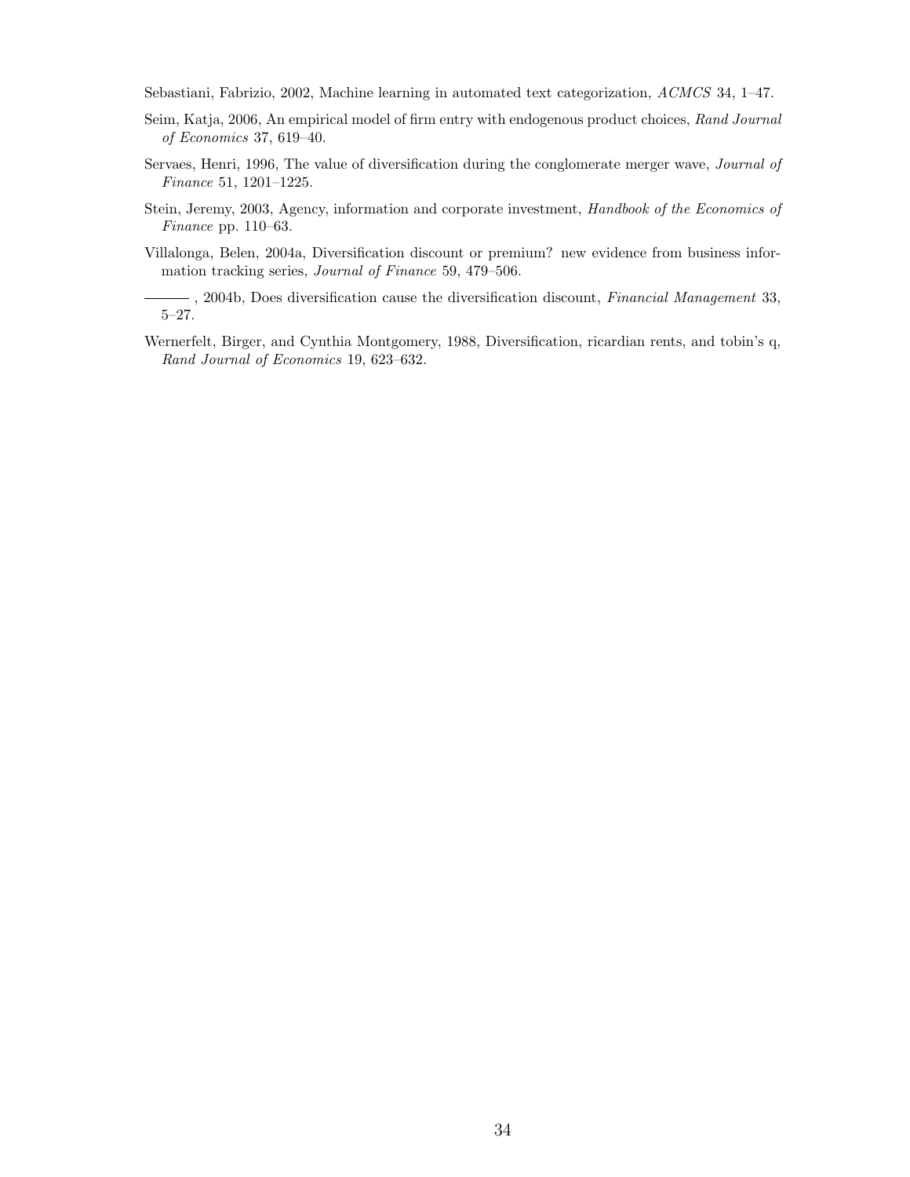Sebastiani, Fabrizio, 2002, Machine learning in automated text categorization, *ACMCS* 34, 1–47.

Seim, Katja, 2006, An empirical model of firm entry with endogenous product choices, *Rand Journal of Economics* 37, 619–40.

Servaes, Henri, 1996, The value of diversification during the conglomerate merger wave, *Journal of Finance* 51, 1201–1225.

Stein, Jeremy, 2003, Agency, information and corporate investment, *Handbook of the Economics of Finance* pp. 110–63.

Villalonga, Belen, 2004a, Diversification discount or premium? new evidence from business information tracking series, *Journal of Finance* 59, 479–506.

——— , 2004b, Does diversification cause the diversification discount, *Financial Management* 33, 5–27.

Wernerfelt, Birger, and Cynthia Montgomery, 1988, Diversification, ricardian rents, and tobin's q, *Rand Journal of Economics* 19, 623–632.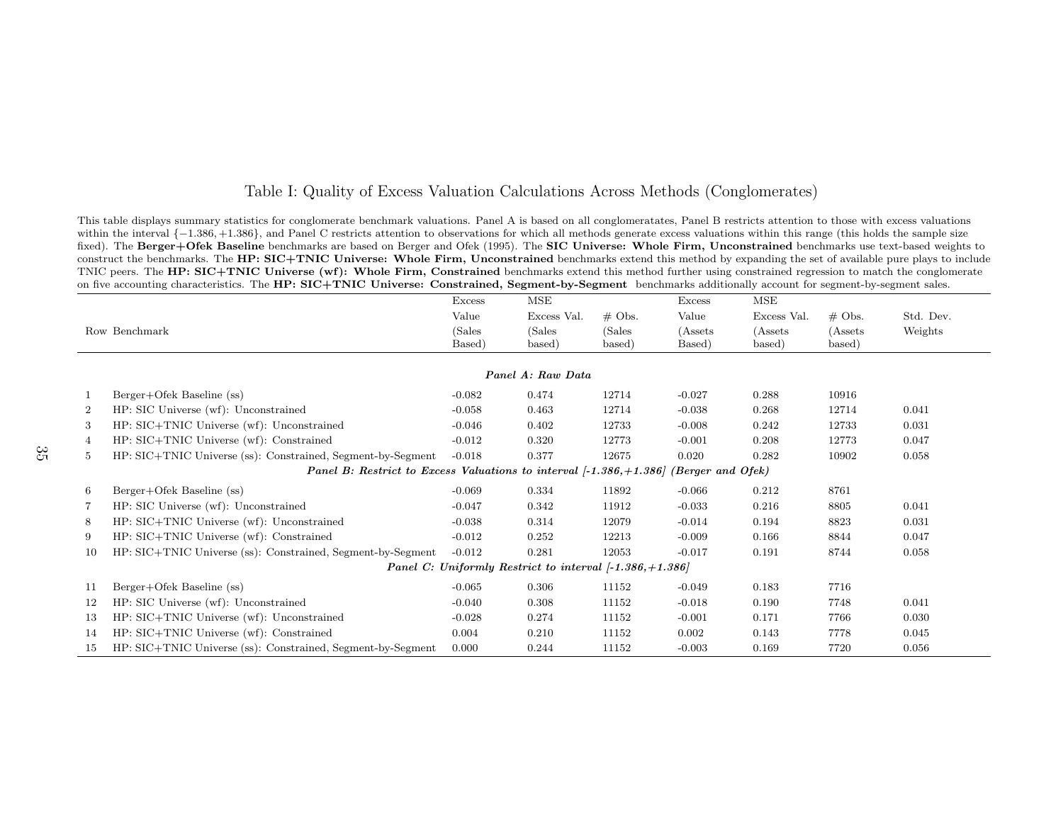Table I: Quality of Excess Valuation Calculations Across Methods (Conglomerates)

This table displays summary statistics for conglomerate benchmark valuations. Panel A is based on all conglomeratates, Panel B restricts attention to those with excess valuations within the interval $\{-1.386, +1.386\}$, and Panel C restricts attention to observations for which all methods generate excess valuations within this range (this holds the sample size fixed). The **Berger+Ofek Baseline** benchmarks are based on Berger and Ofek (1995). The **SIC Universe: Whole Firm, Unconstrained** benchmarks use text-based weights to construct the benchmarks. The **HP: SIC+TNIC Universe: Whole Firm, Unconstrained** benchmarks extend this method by expanding the set of available pure plays to include TNIC peers. The **HP: SIC+TNIC Universe (wf): Whole Firm, Constrained** benchmarks extend this method further using constrained regression to match the conglomerate on five accounting characteristics. The **HP: SIC+TNIC Universe: Constrained, Segment-by-Segment** benchmarks additionally account for segment-by-segment sales.

| Row | Benchmark | Excess Value (Sales Based) | MSE Excess Val. (Sales based) | # Obs. (Sales based) | Excess Value (Assets Based) | MSE Excess Val. (Assets based) | # Obs. (Assets based) | Std. Dev. Weights |
|---|---|---|---|---|---|---|---|---|
| | ***Panel A: Raw Data*** | | | | | | | |
| 1 | Berger+Ofek Baseline (ss) | -0.082 | 0.474 | 12714 | -0.027 | 0.288 | 10916 | |
| 2 | HP: SIC Universe (wf): Unconstrained | -0.058 | 0.463 | 12714 | -0.038 | 0.268 | 12714 | 0.041 |
| 3 | HP: SIC+TNIC Universe (wf): Unconstrained | -0.046 | 0.402 | 12733 | -0.008 | 0.242 | 12733 | 0.031 |
| 4 | HP: SIC+TNIC Universe (wf): Constrained | -0.012 | 0.320 | 12773 | -0.001 | 0.208 | 12773 | 0.047 |
| 5 | HP: SIC+TNIC Universe (ss): Constrained, Segment-by-Segment | -0.018 | 0.377 | 12675 | 0.020 | 0.282 | 10902 | 0.058 |
| | ***Panel B: Restrict to Excess Valuations to interval [-1.386,+1.386] (Berger and Ofek)*** | | | | | | | |
| 6 | Berger+Ofek Baseline (ss) | -0.069 | 0.334 | 11892 | -0.066 | 0.212 | 8761 | |
| 7 | HP: SIC Universe (wf): Unconstrained | -0.047 | 0.342 | 11912 | -0.033 | 0.216 | 8805 | 0.041 |
| 8 | HP: SIC+TNIC Universe (wf): Unconstrained | -0.038 | 0.314 | 12079 | -0.014 | 0.194 | 8823 | 0.031 |
| 9 | HP: SIC+TNIC Universe (wf): Constrained | -0.012 | 0.252 | 12213 | -0.009 | 0.166 | 8844 | 0.047 |
| 10 | HP: SIC+TNIC Universe (ss): Constrained, Segment-by-Segment | -0.012 | 0.281 | 12053 | -0.017 | 0.191 | 8744 | 0.058 |
| | ***Panel C: Uniformly Restrict to interval [-1.386,+1.386]*** | | | | | | | |
| 11 | Berger+Ofek Baseline (ss) | -0.065 | 0.306 | 11152 | -0.049 | 0.183 | 7716 | |
| 12 | HP: SIC Universe (wf): Unconstrained | -0.040 | 0.308 | 11152 | -0.018 | 0.190 | 7748 | 0.041 |
| 13 | HP: SIC+TNIC Universe (wf): Unconstrained | -0.028 | 0.274 | 11152 | -0.001 | 0.171 | 7766 | 0.030 |
| 14 | HP: SIC+TNIC Universe (wf): Constrained | 0.004 | 0.210 | 11152 | 0.002 | 0.143 | 7778 | 0.045 |
| 15 | HP: SIC+TNIC Universe (ss): Constrained, Segment-by-Segment | 0.000 | 0.244 | 11152 | -0.003 | 0.169 | 7720 | 0.056 |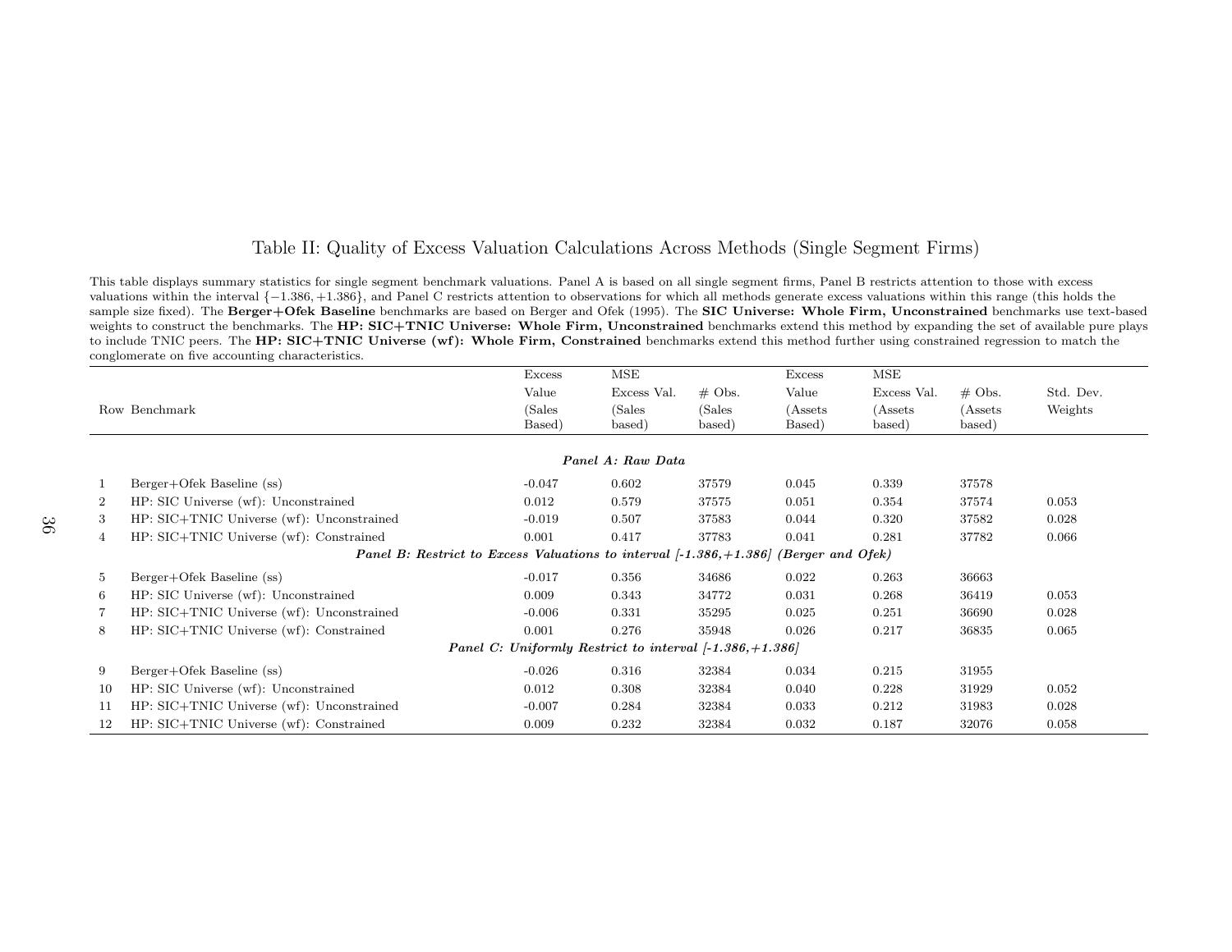## Table II: Quality of Excess Valuation Calculations Across Methods (Single Segment Firms)

This table displays summary statistics for single segment benchmark valuations. Panel A is based on all single segment firms, Panel B restricts attention to those with excess valuations within the interval $\{-1.386, +1.386\}$, and Panel C restricts attention to observations for which all methods generate excess valuations within this range (this holds the sample size fixed). The **Berger+Ofek Baseline** benchmarks are based on Berger and Ofek (1995). The **SIC Universe: Whole Firm, Unconstrained** benchmarks use text-based weights to construct the benchmarks. The **HP: SIC+TNIC Universe: Whole Firm, Unconstrained** benchmarks extend this method by expanding the set of available pure plays to include TNIC peers. The **HP: SIC+TNIC Universe (wf): Whole Firm, Constrained** benchmarks extend this method further using constrained regression to match the conglomerate on five accounting characteristics.

| Row | Benchmark | Excess Value (Sales Based) | MSE Excess Val. (Sales based) | # Obs. (Sales based) | Excess Value (Assets Based) | MSE Excess Val. (Assets based) | # Obs. (Assets based) | Std. Dev. Weights |
|---|---|---|---|---|---|---|---|---|
| | | | ***Panel A: Raw Data*** | | | | | |
| 1 | Berger+Ofek Baseline (ss) | -0.047 | 0.602 | 37579 | 0.045 | 0.339 | 37578 | |
| 2 | HP: SIC Universe (wf): Unconstrained | 0.012 | 0.579 | 37575 | 0.051 | 0.354 | 37574 | 0.053 |
| 3 | HP: SIC+TNIC Universe (wf): Unconstrained | -0.019 | 0.507 | 37583 | 0.044 | 0.320 | 37582 | 0.028 |
| 4 | HP: SIC+TNIC Universe (wf): Constrained | 0.001 | 0.417 | 37783 | 0.041 | 0.281 | 37782 | 0.066 |
| | | | ***Panel B: Restrict to Excess Valuations to interval [-1.386,+1.386] (Berger and Ofek)*** | | | | | |
| 5 | Berger+Ofek Baseline (ss) | -0.017 | 0.356 | 34686 | 0.022 | 0.263 | 36663 | |
| 6 | HP: SIC Universe (wf): Unconstrained | 0.009 | 0.343 | 34772 | 0.031 | 0.268 | 36419 | 0.053 |
| 7 | HP: SIC+TNIC Universe (wf): Unconstrained | -0.006 | 0.331 | 35295 | 0.025 | 0.251 | 36690 | 0.028 |
| 8 | HP: SIC+TNIC Universe (wf): Constrained | 0.001 | 0.276 | 35948 | 0.026 | 0.217 | 36835 | 0.065 |
| | | | ***Panel C: Uniformly Restrict to interval [-1.386,+1.386]*** | | | | | |
| 9 | Berger+Ofek Baseline (ss) | -0.026 | 0.316 | 32384 | 0.034 | 0.215 | 31955 | |
| 10 | HP: SIC Universe (wf): Unconstrained | 0.012 | 0.308 | 32384 | 0.040 | 0.228 | 31929 | 0.052 |
| 11 | HP: SIC+TNIC Universe (wf): Unconstrained | -0.007 | 0.284 | 32384 | 0.033 | 0.212 | 31983 | 0.028 |
| 12 | HP: SIC+TNIC Universe (wf): Constrained | 0.009 | 0.232 | 32384 | 0.032 | 0.187 | 32076 | 0.058 |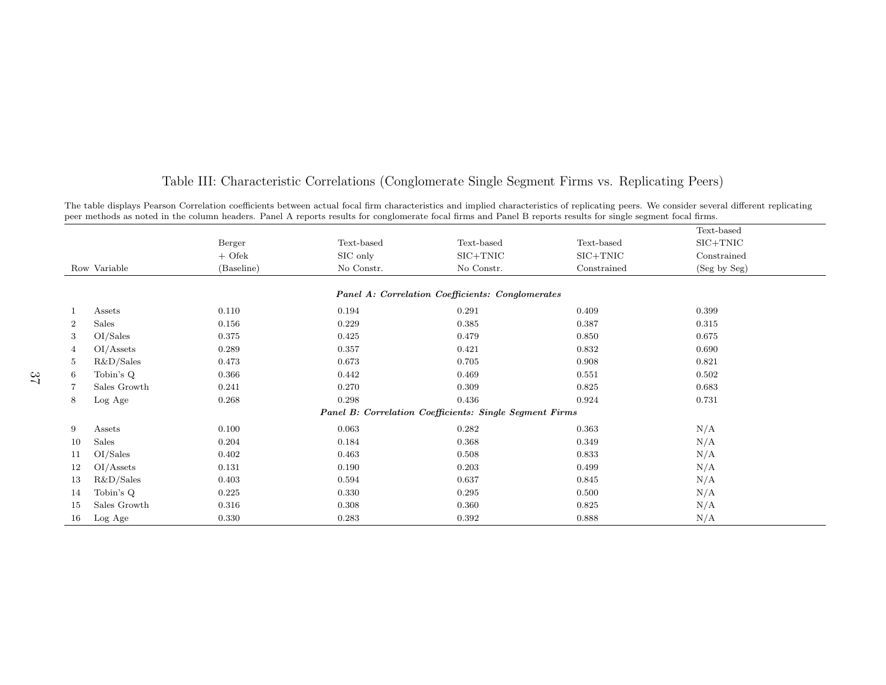# Table III: Characteristic Correlations (Conglomerate Single Segment Firms vs. Replicating Peers)

The table displays Pearson Correlation coefficients between actual focal firm characteristics and implied characteristics of replicating peers. We consider several different replicating peer methods as noted in the column headers. Panel A reports results for conglomerate focal firms and Panel B reports results for single segment focal firms.

| Row | Variable | Berger + Ofek (Baseline) | Text-based SIC only No Constr. | Text-based SIC+TNIC No Constr. | Text-based SIC+TNIC Constrained | Text-based SIC+TNIC Constrained (Seg by Seg) |
|---|---|---|---|---|---|---|
| | ***Panel A: Correlation Coefficients: Conglomerates*** | | | | | |
| 1 | Assets | 0.110 | 0.194 | 0.291 | 0.409 | 0.399 |
| 2 | Sales | 0.156 | 0.229 | 0.385 | 0.387 | 0.315 |
| 3 | OI/Sales | 0.375 | 0.425 | 0.479 | 0.850 | 0.675 |
| 4 | OI/Assets | 0.289 | 0.357 | 0.421 | 0.832 | 0.690 |
| 5 | R&D/Sales | 0.473 | 0.673 | 0.705 | 0.908 | 0.821 |
| 6 | Tobin's Q | 0.366 | 0.442 | 0.469 | 0.551 | 0.502 |
| 7 | Sales Growth | 0.241 | 0.270 | 0.309 | 0.825 | 0.683 |
| 8 | Log Age | 0.268 | 0.298 | 0.436 | 0.924 | 0.731 |
| | ***Panel B: Correlation Coefficients: Single Segment Firms*** | | | | | |
| 9 | Assets | 0.100 | 0.063 | 0.282 | 0.363 | N/A |
| 10 | Sales | 0.204 | 0.184 | 0.368 | 0.349 | N/A |
| 11 | OI/Sales | 0.402 | 0.463 | 0.508 | 0.833 | N/A |
| 12 | OI/Assets | 0.131 | 0.190 | 0.203 | 0.499 | N/A |
| 13 | R&D/Sales | 0.403 | 0.594 | 0.637 | 0.845 | N/A |
| 14 | Tobin's Q | 0.225 | 0.330 | 0.295 | 0.500 | N/A |
| 15 | Sales Growth | 0.316 | 0.308 | 0.360 | 0.825 | N/A |
| 16 | Log Age | 0.330 | 0.283 | 0.392 | 0.888 | N/A |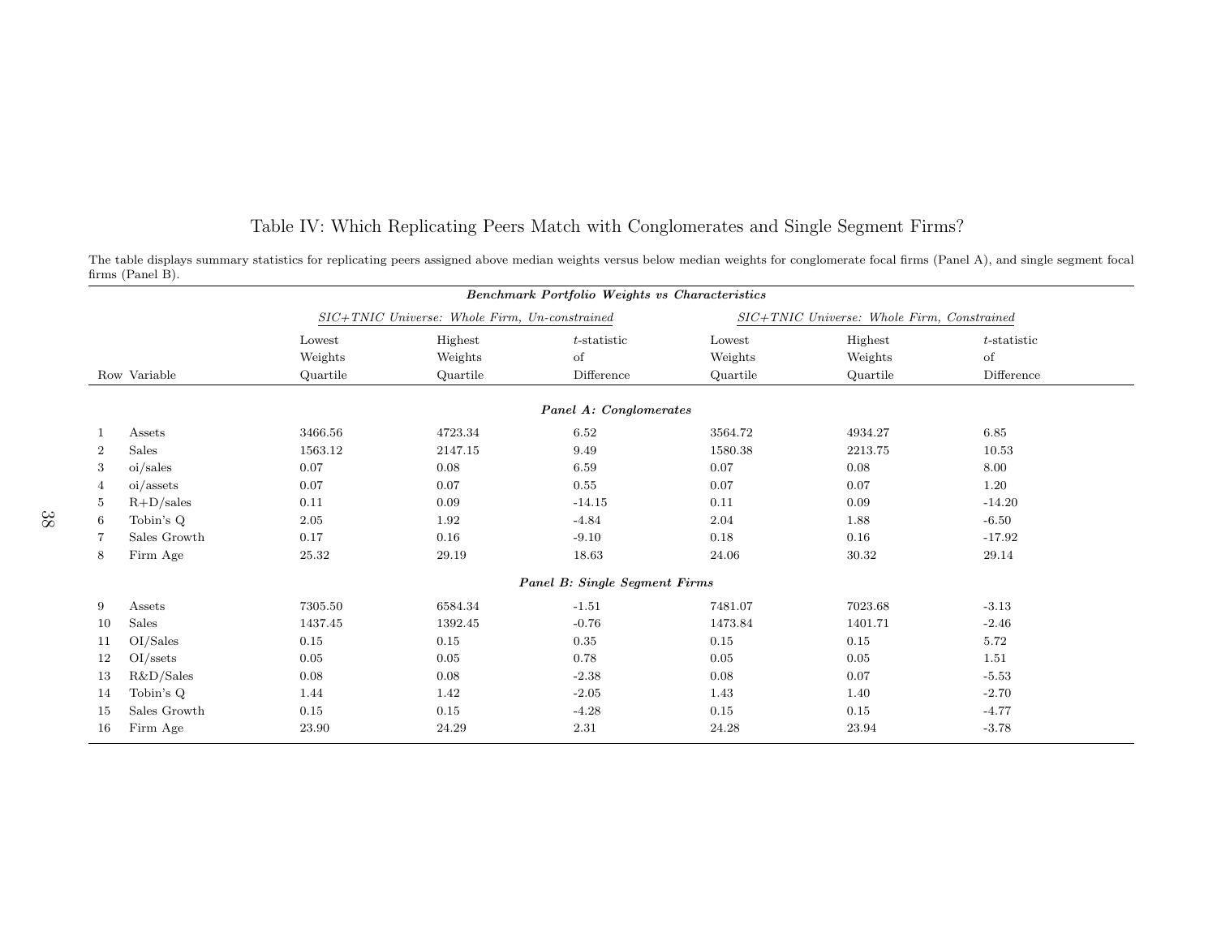# Table IV: Which Replicating Peers Match with Conglomerates and Single Segment Firms?

The table displays summary statistics for replicating peers assigned above median weights versus below median weights for conglomerate focal firms (Panel A), and single segment focal firms (Panel B).

| | | ***Benchmark Portfolio Weights vs Characteristics*** | | | | | |
|---|---|---|---|---|---|---|---|
| | | *SIC+TNIC Universe: Whole Firm, Un-constrained* | | | *SIC+TNIC Universe: Whole Firm, Constrained* | | |
| Row | Variable | Lowest Weights Quartile | Highest Weights Quartile | $t$-statistic of Difference | Lowest Weights Quartile | Highest Weights Quartile | $t$-statistic of Difference |
| | | | | ***Panel A: Conglomerates*** | | | |
| 1 | Assets | 3466.56 | 4723.34 | 6.52 | 3564.72 | 4934.27 | 6.85 |
| 2 | Sales | 1563.12 | 2147.15 | 9.49 | 1580.38 | 2213.75 | 10.53 |
| 3 | oi/sales | 0.07 | 0.08 | 6.59 | 0.07 | 0.08 | 8.00 |
| 4 | oi/assets | 0.07 | 0.07 | 0.55 | 0.07 | 0.07 | 1.20 |
| 5 | R+D/sales | 0.11 | 0.09 | -14.15 | 0.11 | 0.09 | -14.20 |
| 6 | Tobin's Q | 2.05 | 1.92 | -4.84 | 2.04 | 1.88 | -6.50 |
| 7 | Sales Growth | 0.17 | 0.16 | -9.10 | 0.18 | 0.16 | -17.92 |
| 8 | Firm Age | 25.32 | 29.19 | 18.63 | 24.06 | 30.32 | 29.14 |
| | | | | ***Panel B: Single Segment Firms*** | | | |
| 9 | Assets | 7305.50 | 6584.34 | -1.51 | 7481.07 | 7023.68 | -3.13 |
| 10 | Sales | 1437.45 | 1392.45 | -0.76 | 1473.84 | 1401.71 | -2.46 |
| 11 | OI/Sales | 0.15 | 0.15 | 0.35 | 0.15 | 0.15 | 5.72 |
| 12 | OI/ssets | 0.05 | 0.05 | 0.78 | 0.05 | 0.05 | 1.51 |
| 13 | R&D/Sales | 0.08 | 0.08 | -2.38 | 0.08 | 0.07 | -5.53 |
| 14 | Tobin's Q | 1.44 | 1.42 | -2.05 | 1.43 | 1.40 | -2.70 |
| 15 | Sales Growth | 0.15 | 0.15 | -4.28 | 0.15 | 0.15 | -4.77 |
| 16 | Firm Age | 23.90 | 24.29 | 2.31 | 24.28 | 23.94 | -3.78 |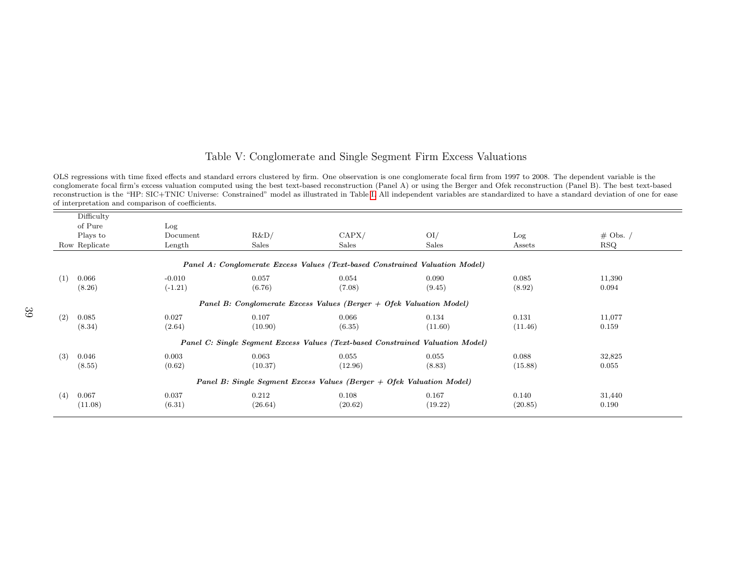# Table V: Conglomerate and Single Segment Firm Excess Valuations

OLS regressions with time fixed effects and standard errors clustered by firm. One observation is one conglomerate focal firm from 1997 to 2008. The dependent variable is the conglomerate focal firm's excess valuation computed using the best text-based reconstruction (Panel A) or using the Berger and Ofek reconstruction (Panel B). The best text-based reconstruction is the "HP: SIC+TNIC Universe: Constrained" model as illustrated in Table II. All independent variables are standardized to have a standard deviation of one for ease of interpretation and comparison of coefficients.

| Row | Difficulty of Pure Plays to Replicate | Log Document Length | R&D/ Sales | CAPX/ Sales | OI/ Sales | Log Assets | # Obs. / RSQ |
|---|---|---|---|---|---|---|---|
| | | | ***Panel A: Conglomerate Excess Values (Text-based Constrained Valuation Model)*** | | | | |
| (1) | 0.066 | -0.010 | 0.057 | 0.054 | 0.090 | 0.085 | 11,390 |
| | (8.26) | (-1.21) | (6.76) | (7.08) | (9.45) | (8.92) | 0.094 |
| | | | ***Panel B: Conglomerate Excess Values (Berger + Ofek Valuation Model)*** | | | | |
| (2) | 0.085 | 0.027 | 0.107 | 0.066 | 0.134 | 0.131 | 11,077 |
| | (8.34) | (2.64) | (10.90) | (6.35) | (11.60) | (11.46) | 0.159 |
| | | | ***Panel C: Single Segment Excess Values (Text-based Constrained Valuation Model)*** | | | | |
| (3) | 0.046 | 0.003 | 0.063 | 0.055 | 0.055 | 0.088 | 32,825 |
| | (8.55) | (0.62) | (10.37) | (12.96) | (8.83) | (15.88) | 0.055 |
| | | | ***Panel B: Single Segment Excess Values (Berger + Ofek Valuation Model)*** | | | | |
| (4) | 0.067 | 0.037 | 0.212 | 0.108 | 0.167 | 0.140 | 31,440 |
| | (11.08) | (6.31) | (26.64) | (20.62) | (19.22) | (20.85) | 0.190 |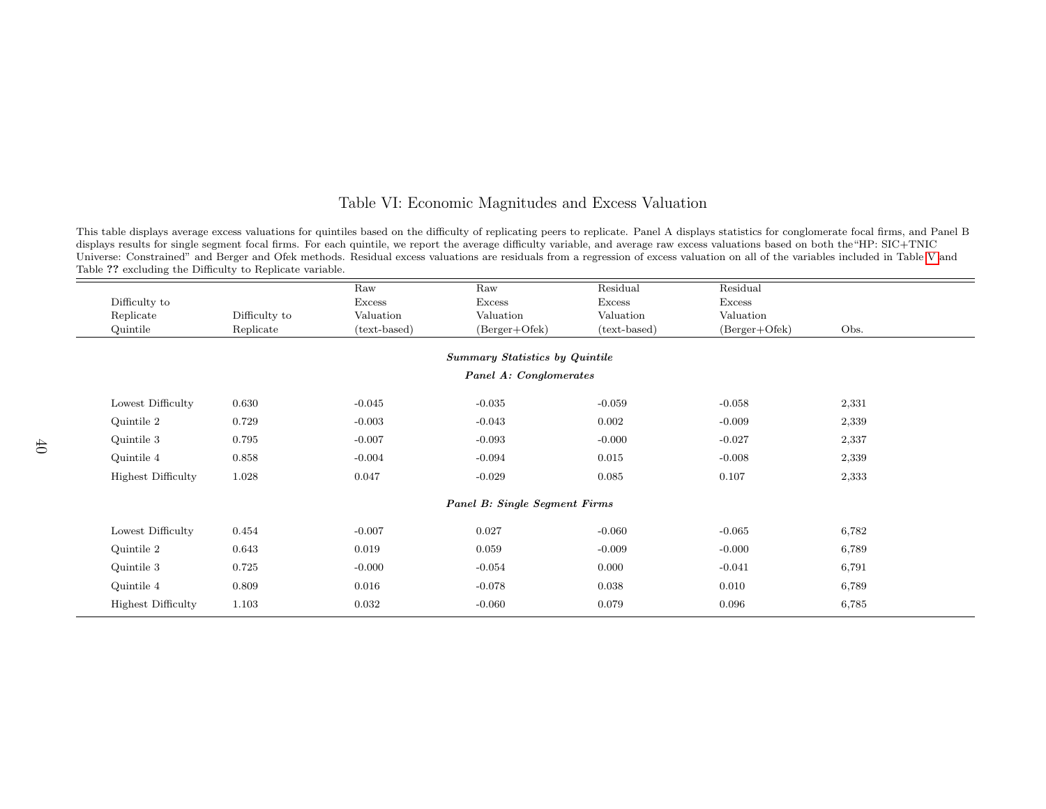# Table VI: Economic Magnitudes and Excess Valuation

This table displays average excess valuations for quintiles based on the difficulty of replicating peers to replicate. Panel A displays statistics for conglomerate focal firms, and Panel B displays results for single segment focal firms. For each quintile, we report the average difficulty variable, and average raw excess valuations based on both the "HP: SIC+TNIC Universe: Constrained" and Berger and Ofek methods. Residual excess valuations are residuals from a regression of excess valuation on all of the variables included in Table V and Table ?? excluding the Difficulty to Replicate variable.

| Difficulty to Replicate Quintile | Difficulty to Replicate | Raw Excess Valuation (text-based) | Raw Excess Valuation (Berger+Ofek) | Residual Excess Valuation (text-based) | Residual Excess Valuation (Berger+Ofek) | Obs. |
|---|---|---|---|---|---|---|
| | | | ***Summary Statistics by Quintile*** | | | |
| | | | ***Panel A: Conglomerates*** | | | |
| Lowest Difficulty | 0.630 | -0.045 | -0.035 | -0.059 | -0.058 | 2,331 |
| Quintile 2 | 0.729 | -0.003 | -0.043 | 0.002 | -0.009 | 2,339 |
| Quintile 3 | 0.795 | -0.007 | -0.093 | -0.000 | -0.027 | 2,337 |
| Quintile 4 | 0.858 | -0.004 | -0.094 | 0.015 | -0.008 | 2,339 |
| Highest Difficulty | 1.028 | 0.047 | -0.029 | 0.085 | 0.107 | 2,333 |
| | | | ***Panel B: Single Segment Firms*** | | | |
| Lowest Difficulty | 0.454 | -0.007 | 0.027 | -0.060 | -0.065 | 6,782 |
| Quintile 2 | 0.643 | 0.019 | 0.059 | -0.009 | -0.000 | 6,789 |
| Quintile 3 | 0.725 | -0.000 | -0.054 | 0.000 | -0.041 | 6,791 |
| Quintile 4 | 0.809 | 0.016 | -0.078 | 0.038 | 0.010 | 6,789 |
| Highest Difficulty | 1.103 | 0.032 | -0.060 | 0.079 | 0.096 | 6,785 |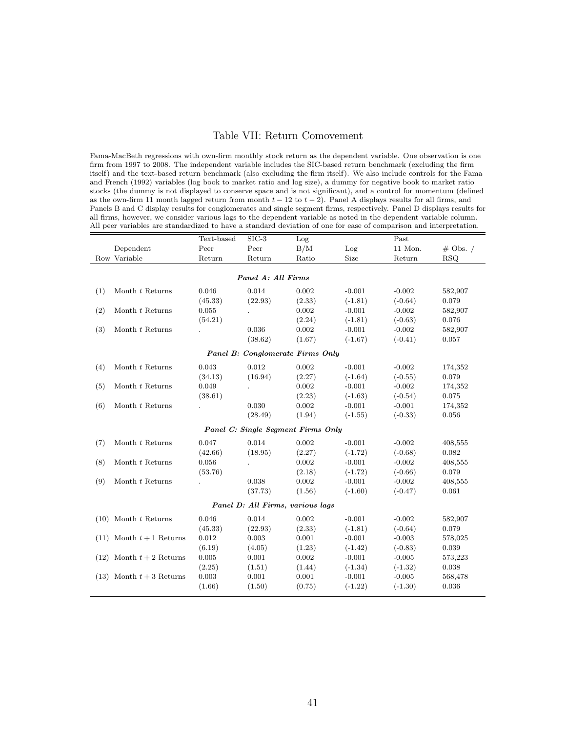# Table VII: Return Comovement

Fama-MacBeth regressions with own-firm monthly stock return as the dependent variable. One observation is one firm from 1997 to 2008. The independent variable includes the SIC-based return benchmark (excluding the firm itself) and the text-based return benchmark (also excluding the firm itself). We also include controls for the Fama and French (1992) variables (log book to market ratio and log size), a dummy for negative book to market ratio stocks (the dummy is not displayed to conserve space and is not significant), and a control for momentum (defined as the own-firm 11 month lagged return from month $t-12$ to $t-2$). Panel A displays results for all firms, and Panels B and C display results for conglomerates and single segment firms, respectively. Panel D displays results for all firms, however, we consider various lags to the dependent variable as noted in the dependent variable column. All peer variables are standardized to have a standard deviation of one for ease of comparison and interpretation.

| Row | Dependent Variable | Text-based Peer Return | SIC-3 Peer Return | Log B/M Ratio | Log Size | Past 11 Mon. Return | # Obs. / RSQ |
|---|---|---|---|---|---|---|---|
| | | | *Panel A: All Firms* | | | | |
| (1) | Month $t$ Returns | 0.046 | 0.014 | 0.002 | -0.001 | -0.002 | 582,907 |
| | | (45.33) | (22.93) | (2.33) | (-1.81) | (-0.64) | 0.079 |
| (2) | Month $t$ Returns | 0.055 | . | 0.002 | -0.001 | -0.002 | 582,907 |
| | | (54.21) | | (2.24) | (-1.81) | (-0.63) | 0.076 |
| (3) | Month $t$ Returns | . | 0.036 | 0.002 | -0.001 | -0.002 | 582,907 |
| | | | (38.62) | (1.67) | (-1.67) | (-0.41) | 0.057 |
| | | | *Panel B: Conglomerate Firms Only* | | | | |
| (4) | Month $t$ Returns | 0.043 | 0.012 | 0.002 | -0.001 | -0.002 | 174,352 |
| | | (34.13) | (16.94) | (2.27) | (-1.64) | (-0.55) | 0.079 |
| (5) | Month $t$ Returns | 0.049 | . | 0.002 | -0.001 | -0.002 | 174,352 |
| | | (38.61) | | (2.23) | (-1.63) | (-0.54) | 0.075 |
| (6) | Month $t$ Returns | . | 0.030 | 0.002 | -0.001 | -0.001 | 174,352 |
| | | | (28.49) | (1.94) | (-1.55) | (-0.33) | 0.056 |
| | | | *Panel C: Single Segment Firms Only* | | | | |
| (7) | Month $t$ Returns | 0.047 | 0.014 | 0.002 | -0.001 | -0.002 | 408,555 |
| | | (42.66) | (18.95) | (2.27) | (-1.72) | (-0.68) | 0.082 |
| (8) | Month $t$ Returns | 0.056 | . | 0.002 | -0.001 | -0.002 | 408,555 |
| | | (53.76) | | (2.18) | (-1.72) | (-0.66) | 0.079 |
| (9) | Month $t$ Returns | . | 0.038 | 0.002 | -0.001 | -0.002 | 408,555 |
| | | | (37.73) | (1.56) | (-1.60) | (-0.47) | 0.061 |
| | | | *Panel D: All Firms, various lags* | | | | |
| (10) | Month $t$ Returns | 0.046 | 0.014 | 0.002 | -0.001 | -0.002 | 582,907 |
| | | (45.33) | (22.93) | (2.33) | (-1.81) | (-0.64) | 0.079 |
| (11) | Month $t+1$ Returns | 0.012 | 0.003 | 0.001 | -0.001 | -0.003 | 578,025 |
| | | (6.19) | (4.05) | (1.23) | (-1.42) | (-0.83) | 0.039 |
| (12) | Month $t+2$ Returns | 0.005 | 0.001 | 0.002 | -0.001 | -0.005 | 573,223 |
| | | (2.25) | (1.51) | (1.44) | (-1.34) | (-1.32) | 0.038 |
| (13) | Month $t+3$ Returns | 0.003 | 0.001 | 0.001 | -0.001 | -0.005 | 568,478 |
| | | (1.66) | (1.50) | (0.75) | (-1.22) | (-1.30) | 0.036 |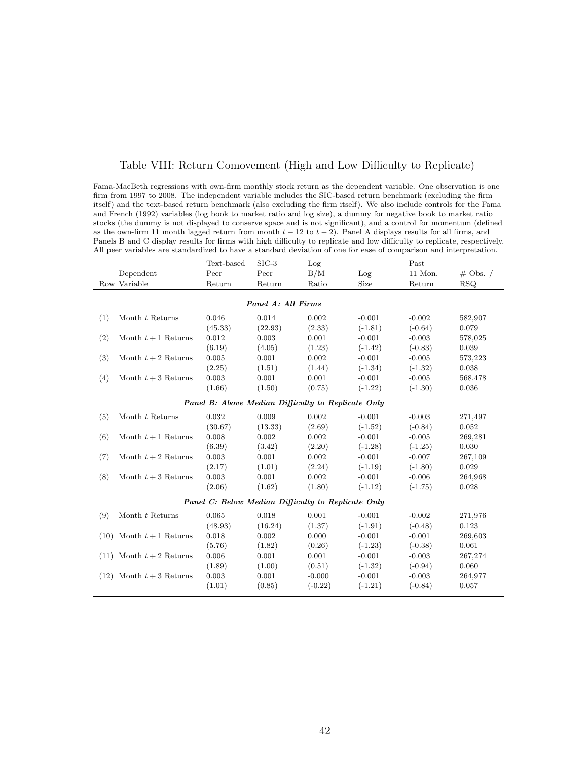# Table VIII: Return Comovement (High and Low Difficulty to Replicate)

Fama-MacBeth regressions with own-firm monthly stock return as the dependent variable. One observation is one firm from 1997 to 2008. The independent variable includes the SIC-based return benchmark (excluding the firm itself) and the text-based return benchmark (also excluding the firm itself). We also include controls for the Fama and French (1992) variables (log book to market ratio and log size), a dummy for negative book to market ratio stocks (the dummy is not displayed to conserve space and is not significant), and a control for momentum (defined as the own-firm 11 month lagged return from month $t-12$ to $t-2$). Panel A displays results for all firms, and Panels B and C display results for firms with high difficulty to replicate and low difficulty to replicate, respectively. All peer variables are standardized to have a standard deviation of one for ease of comparison and interpretation.

| Row | Dependent Variable | Text-based Peer Return | SIC-3 Peer Return | Log B/M Ratio | Log Size | Past 11 Mon. Return | # Obs. / RSQ |
|---|---|---|---|---|---|---|---|
| | | | *Panel A: All Firms* | | | | |
| (1) | Month $t$ Returns | 0.046 | 0.014 | 0.002 | -0.001 | -0.002 | 582,907 |
| | | (45.33) | (22.93) | (2.33) | (-1.81) | (-0.64) | 0.079 |
| (2) | Month $t+1$ Returns | 0.012 | 0.003 | 0.001 | -0.001 | -0.003 | 578,025 |
| | | (6.19) | (4.05) | (1.23) | (-1.42) | (-0.83) | 0.039 |
| (3) | Month $t+2$ Returns | 0.005 | 0.001 | 0.002 | -0.001 | -0.005 | 573,223 |
| | | (2.25) | (1.51) | (1.44) | (-1.34) | (-1.32) | 0.038 |
| (4) | Month $t+3$ Returns | 0.003 | 0.001 | 0.001 | -0.001 | -0.005 | 568,478 |
| | | (1.66) | (1.50) | (0.75) | (-1.22) | (-1.30) | 0.036 |
| | | | *Panel B: Above Median Difficulty to Replicate Only* | | | | |
| (5) | Month $t$ Returns | 0.032 | 0.009 | 0.002 | -0.001 | -0.003 | 271,497 |
| | | (30.67) | (13.33) | (2.69) | (-1.52) | (-0.84) | 0.052 |
| (6) | Month $t+1$ Returns | 0.008 | 0.002 | 0.002 | -0.001 | -0.005 | 269,281 |
| | | (6.39) | (3.42) | (2.20) | (-1.28) | (-1.25) | 0.030 |
| (7) | Month $t+2$ Returns | 0.003 | 0.001 | 0.002 | -0.001 | -0.007 | 267,109 |
| | | (2.17) | (1.01) | (2.24) | (-1.19) | (-1.80) | 0.029 |
| (8) | Month $t+3$ Returns | 0.003 | 0.001 | 0.002 | -0.001 | -0.006 | 264,968 |
| | | (2.06) | (1.62) | (1.80) | (-1.12) | (-1.75) | 0.028 |
| | | | *Panel C: Below Median Difficulty to Replicate Only* | | | | |
| (9) | Month $t$ Returns | 0.065 | 0.018 | 0.001 | -0.001 | -0.002 | 271,976 |
| | | (48.93) | (16.24) | (1.37) | (-1.91) | (-0.48) | 0.123 |
| (10) | Month $t+1$ Returns | 0.018 | 0.002 | 0.000 | -0.001 | -0.001 | 269,603 |
| | | (5.76) | (1.82) | (0.26) | (-1.23) | (-0.38) | 0.061 |
| (11) | Month $t+2$ Returns | 0.006 | 0.001 | 0.001 | -0.001 | -0.003 | 267,274 |
| | | (1.89) | (1.00) | (0.51) | (-1.32) | (-0.94) | 0.060 |
| (12) | Month $t+3$ Returns | 0.003 | 0.001 | -0.000 | -0.001 | -0.003 | 264,977 |
| | | (1.01) | (0.85) | (-0.22) | (-1.21) | (-0.84) | 0.057 |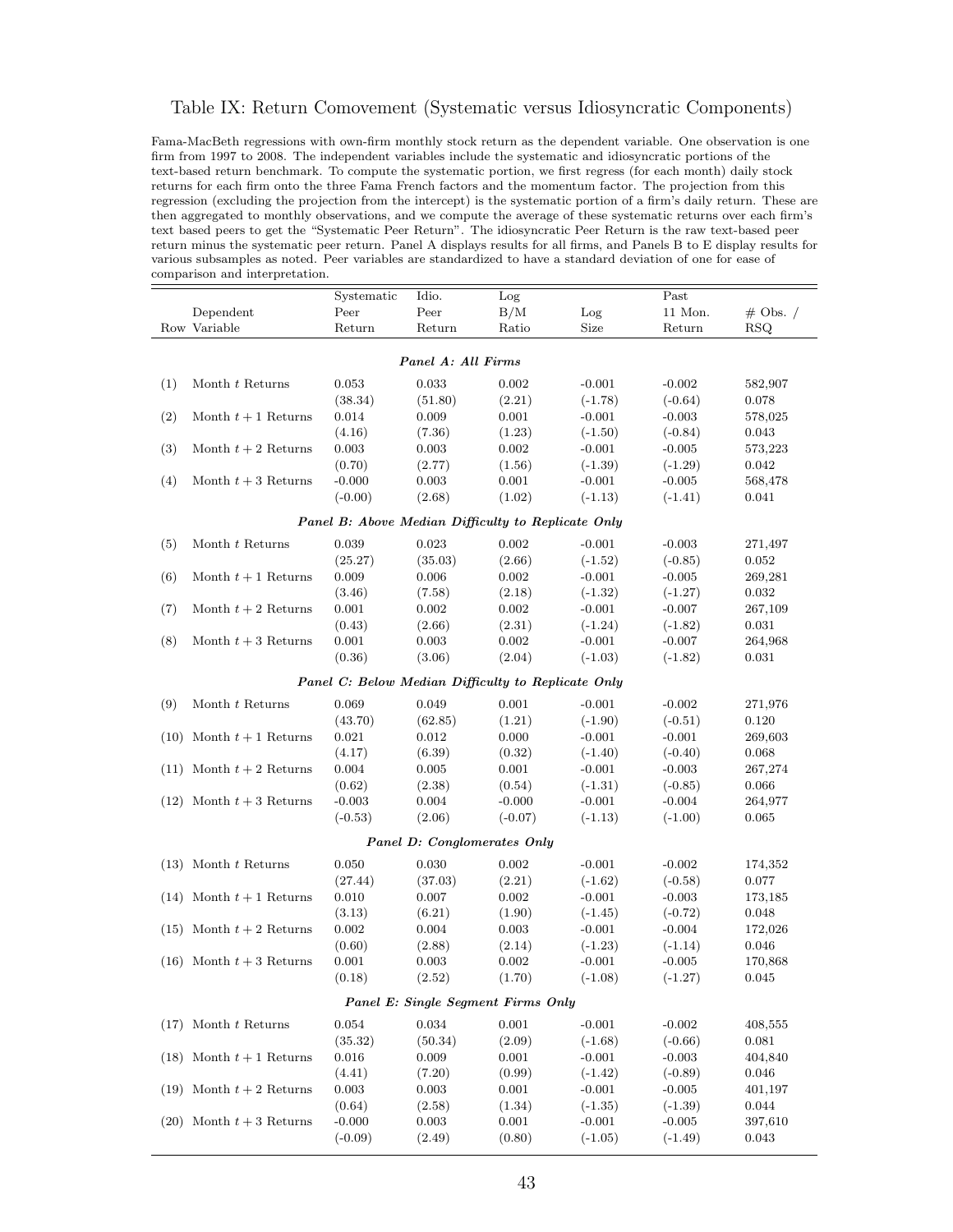# Table IX: Return Comovement (Systematic versus Idiosyncratic Components)

Fama-MacBeth regressions with own-firm monthly stock return as the dependent variable. One observation is one firm from 1997 to 2008. The independent variables include the systematic and idiosyncratic portions of the text-based return benchmark. To compute the systematic portion, we first regress (for each month) daily stock returns for each firm onto the three Fama French factors and the momentum factor. The projection from this regression (excluding the projection from the intercept) is the systematic portion of a firm's daily return. These are then aggregated to monthly observations, and we compute the average of these systematic returns over each firm's text based peers to get the "Systematic Peer Return". The idiosyncratic Peer Return is the raw text-based peer return minus the systematic peer return. Panel A displays results for all firms, and Panels B to E display results for various subsamples as noted. Peer variables are standardized to have a standard deviation of one for ease of comparison and interpretation.

| Row | Dependent Variable | Systematic Peer Return | Idio. Peer Return | Log B/M Ratio | Log Size | Past 11 Mon. Return | # Obs. / RSQ |
|---|---|---|---|---|---|---|---|
| | | | *Panel A: All Firms* | | | | |
| (1) | Month $t$ Returns | 0.053 | 0.033 | 0.002 | -0.001 | -0.002 | 582,907 |
| | | (38.34) | (51.80) | (2.21) | (-1.78) | (-0.64) | 0.078 |
| (2) | Month $t+1$ Returns | 0.014 | 0.009 | 0.001 | -0.001 | -0.003 | 578,025 |
| | | (4.16) | (7.36) | (1.23) | (-1.50) | (-0.84) | 0.043 |
| (3) | Month $t+2$ Returns | 0.003 | 0.003 | 0.002 | -0.001 | -0.005 | 573,223 |
| | | (0.70) | (2.77) | (1.56) | (-1.39) | (-1.29) | 0.042 |
| (4) | Month $t+3$ Returns | -0.000 | 0.003 | 0.001 | -0.001 | -0.005 | 568,478 |
| | | (-0.00) | (2.68) | (1.02) | (-1.13) | (-1.41) | 0.041 |
| | | | *Panel B: Above Median Difficulty to Replicate Only* | | | | |
| (5) | Month $t$ Returns | 0.039 | 0.023 | 0.002 | -0.001 | -0.003 | 271,497 |
| | | (25.27) | (35.03) | (2.66) | (-1.52) | (-0.85) | 0.052 |
| (6) | Month $t+1$ Returns | 0.009 | 0.006 | 0.002 | -0.001 | -0.005 | 269,281 |
| | | (3.46) | (7.58) | (2.18) | (-1.32) | (-1.27) | 0.032 |
| (7) | Month $t+2$ Returns | 0.001 | 0.002 | 0.002 | -0.001 | -0.007 | 267,109 |
| | | (0.43) | (2.66) | (2.31) | (-1.24) | (-1.82) | 0.031 |
| (8) | Month $t+3$ Returns | 0.001 | 0.003 | 0.002 | -0.001 | -0.007 | 264,968 |
| | | (0.36) | (3.06) | (2.04) | (-1.03) | (-1.82) | 0.031 |
| | | | *Panel C: Below Median Difficulty to Replicate Only* | | | | |
| (9) | Month $t$ Returns | 0.069 | 0.049 | 0.001 | -0.001 | -0.002 | 271,976 |
| | | (43.70) | (62.85) | (1.21) | (-1.90) | (-0.51) | 0.120 |
| (10) | Month $t+1$ Returns | 0.021 | 0.012 | 0.000 | -0.001 | -0.001 | 269,603 |
| | | (4.17) | (6.39) | (0.32) | (-1.40) | (-0.40) | 0.068 |
| (11) | Month $t+2$ Returns | 0.004 | 0.005 | 0.001 | -0.001 | -0.003 | 267,274 |
| | | (0.62) | (2.38) | (0.54) | (-1.31) | (-0.85) | 0.066 |
| (12) | Month $t+3$ Returns | -0.003 | 0.004 | -0.000 | -0.001 | -0.004 | 264,977 |
| | | (-0.53) | (2.06) | (-0.07) | (-1.13) | (-1.00) | 0.065 |
| | | | *Panel D: Conglomerates Only* | | | | |
| (13) | Month $t$ Returns | 0.050 | 0.030 | 0.002 | -0.001 | -0.002 | 174,352 |
| | | (27.44) | (37.03) | (2.21) | (-1.62) | (-0.58) | 0.077 |
| (14) | Month $t+1$ Returns | 0.010 | 0.007 | 0.002 | -0.001 | -0.003 | 173,185 |
| | | (3.13) | (6.21) | (1.90) | (-1.45) | (-0.72) | 0.048 |
| (15) | Month $t+2$ Returns | 0.002 | 0.004 | 0.003 | -0.001 | -0.004 | 172,026 |
| | | (0.60) | (2.88) | (2.14) | (-1.23) | (-1.14) | 0.046 |
| (16) | Month $t+3$ Returns | 0.001 | 0.003 | 0.002 | -0.001 | -0.005 | 170,868 |
| | | (0.18) | (2.52) | (1.70) | (-1.08) | (-1.27) | 0.045 |
| | | | *Panel E: Single Segment Firms Only* | | | | |
| (17) | Month $t$ Returns | 0.054 | 0.034 | 0.001 | -0.001 | -0.002 | 408,555 |
| | | (35.32) | (50.34) | (2.09) | (-1.68) | (-0.66) | 0.081 |
| (18) | Month $t+1$ Returns | 0.016 | 0.009 | 0.001 | -0.001 | -0.003 | 404,840 |
| | | (4.41) | (7.20) | (0.99) | (-1.42) | (-0.89) | 0.046 |
| (19) | Month $t+2$ Returns | 0.003 | 0.003 | 0.001 | -0.001 | -0.005 | 401,197 |
| | | (0.64) | (2.58) | (1.34) | (-1.35) | (-1.39) | 0.044 |
| (20) | Month $t+3$ Returns | -0.000 | 0.003 | 0.001 | -0.001 | -0.005 | 397,610 |
| | | (-0.09) | (2.49) | (0.80) | (-1.05) | (-1.49) | 0.043 |